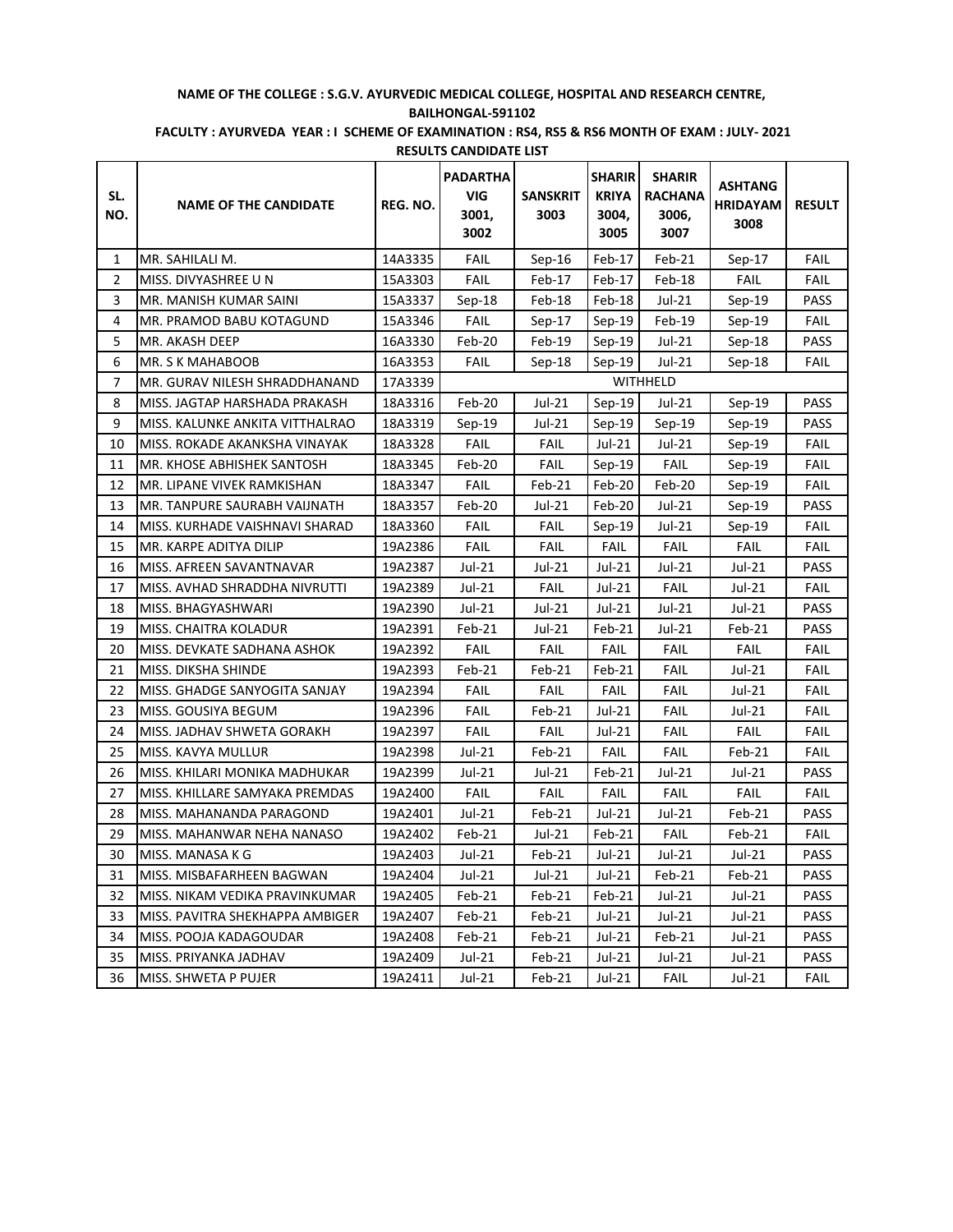**NAME OF THE COLLEGE : S.G.V. AYURVEDIC MEDICAL COLLEGE, HOSPITAL AND RESEARCH CENTRE, BAILHONGAL-591102**

**FACULTY : AYURVEDA YEAR : I SCHEME OF EXAMINATION : RS4, RS5 & RS6 MONTH OF EXAM : JULY- 2021**

**RESULTS CANDIDATE LIST**

| SL. NO. | NAME OF THE CANDIDATE | REG. NO. | PADARTHA VIG 3001, 3002 | SANSKRIT 3003 | SHARIR KRIYA 3004, 3005 | SHARIR RACHANA 3006, 3007 | ASHTANG HRIDAYAM 3008 | RESULT |
|---|---|---|---|---|---|---|---|---|
| 1 | MR. SAHILALI M. | 14A3335 | FAIL | Sep-16 | Feb-17 | Feb-21 | Sep-17 | FAIL |
| 2 | MISS. DIVYASHREE U N | 15A3303 | FAIL | Feb-17 | Feb-17 | Feb-18 | FAIL | FAIL |
| 3 | MR. MANISH KUMAR SAINI | 15A3337 | Sep-18 | Feb-18 | Feb-18 | Jul-21 | Sep-19 | PASS |
| 4 | MR. PRAMOD BABU KOTAGUND | 15A3346 | FAIL | Sep-17 | Sep-19 | Feb-19 | Sep-19 | FAIL |
| 5 | MR. AKASH DEEP | 16A3330 | Feb-20 | Feb-19 | Sep-19 | Jul-21 | Sep-18 | PASS |
| 6 | MR. S K MAHABOOB | 16A3353 | FAIL | Sep-18 | Sep-19 | Jul-21 | Sep-18 | FAIL |
| 7 | MR. GURAV NILESH SHRADDHANAND | 17A3339 | WITHHELD | | | | | |
| 8 | MISS. JAGTAP HARSHADA PRAKASH | 18A3316 | Feb-20 | Jul-21 | Sep-19 | Jul-21 | Sep-19 | PASS |
| 9 | MISS. KALUNKE ANKITA VITTHALRAO | 18A3319 | Sep-19 | Jul-21 | Sep-19 | Sep-19 | Sep-19 | PASS |
| 10 | MISS. ROKADE AKANKSHA VINAYAK | 18A3328 | FAIL | FAIL | Jul-21 | Jul-21 | Sep-19 | FAIL |
| 11 | MR. KHOSE ABHISHEK SANTOSH | 18A3345 | Feb-20 | FAIL | Sep-19 | FAIL | Sep-19 | FAIL |
| 12 | MR. LIPANE VIVEK RAMKISHAN | 18A3347 | FAIL | Feb-21 | Feb-20 | Feb-20 | Sep-19 | FAIL |
| 13 | MR. TANPURE SAURABH VAIJNATH | 18A3357 | Feb-20 | Jul-21 | Feb-20 | Jul-21 | Sep-19 | PASS |
| 14 | MISS. KURHADE VAISHNAVI SHARAD | 18A3360 | FAIL | FAIL | Sep-19 | Jul-21 | Sep-19 | FAIL |
| 15 | MR. KARPE ADITYA DILIP | 19A2386 | FAIL | FAIL | FAIL | FAIL | FAIL | FAIL |
| 16 | MISS. AFREEN SAVANTNAVAR | 19A2387 | Jul-21 | Jul-21 | Jul-21 | Jul-21 | Jul-21 | PASS |
| 17 | MISS. AVHAD SHRADDHA NIVRUTTI | 19A2389 | Jul-21 | FAIL | Jul-21 | FAIL | Jul-21 | FAIL |
| 18 | MISS. BHAGYASHWARI | 19A2390 | Jul-21 | Jul-21 | Jul-21 | Jul-21 | Jul-21 | PASS |
| 19 | MISS. CHAITRA KOLADUR | 19A2391 | Feb-21 | Jul-21 | Feb-21 | Jul-21 | Feb-21 | PASS |
| 20 | MISS. DEVKATE SADHANA ASHOK | 19A2392 | FAIL | FAIL | FAIL | FAIL | FAIL | FAIL |
| 21 | MISS. DIKSHA SHINDE | 19A2393 | Feb-21 | Feb-21 | Feb-21 | FAIL | Jul-21 | FAIL |
| 22 | MISS. GHADGE SANYOGITA SANJAY | 19A2394 | FAIL | FAIL | FAIL | FAIL | Jul-21 | FAIL |
| 23 | MISS. GOUSIYA BEGUM | 19A2396 | FAIL | Feb-21 | Jul-21 | FAIL | Jul-21 | FAIL |
| 24 | MISS. JADHAV SHWETA GORAKH | 19A2397 | FAIL | FAIL | Jul-21 | FAIL | FAIL | FAIL |
| 25 | MISS. KAVYA MULLUR | 19A2398 | Jul-21 | Feb-21 | FAIL | FAIL | Feb-21 | FAIL |
| 26 | MISS. KHILARI MONIKA MADHUKAR | 19A2399 | Jul-21 | Jul-21 | Feb-21 | Jul-21 | Jul-21 | PASS |
| 27 | MISS. KHILLARE SAMYAKA PREMDAS | 19A2400 | FAIL | FAIL | FAIL | FAIL | FAIL | FAIL |
| 28 | MISS. MAHANANDA PARAGOND | 19A2401 | Jul-21 | Feb-21 | Jul-21 | Jul-21 | Feb-21 | PASS |
| 29 | MISS. MAHANWAR NEHA NANASO | 19A2402 | Feb-21 | Jul-21 | Feb-21 | FAIL | Feb-21 | FAIL |
| 30 | MISS. MANASA K G | 19A2403 | Jul-21 | Feb-21 | Jul-21 | Jul-21 | Jul-21 | PASS |
| 31 | MISS. MISBAFARHEEN BAGWAN | 19A2404 | Jul-21 | Jul-21 | Jul-21 | Feb-21 | Feb-21 | PASS |
| 32 | MISS. NIKAM VEDIKA PRAVINKUMAR | 19A2405 | Feb-21 | Feb-21 | Feb-21 | Jul-21 | Jul-21 | PASS |
| 33 | MISS. PAVITRA SHEKHAPPA AMBIGER | 19A2407 | Feb-21 | Feb-21 | Jul-21 | Jul-21 | Jul-21 | PASS |
| 34 | MISS. POOJA KADAGOUDAR | 19A2408 | Feb-21 | Feb-21 | Jul-21 | Feb-21 | Jul-21 | PASS |
| 35 | MISS. PRIYANKA JADHAV | 19A2409 | Jul-21 | Feb-21 | Jul-21 | Jul-21 | Jul-21 | PASS |
| 36 | MISS. SHWETA P PUJER | 19A2411 | Jul-21 | Feb-21 | Jul-21 | FAIL | Jul-21 | FAIL |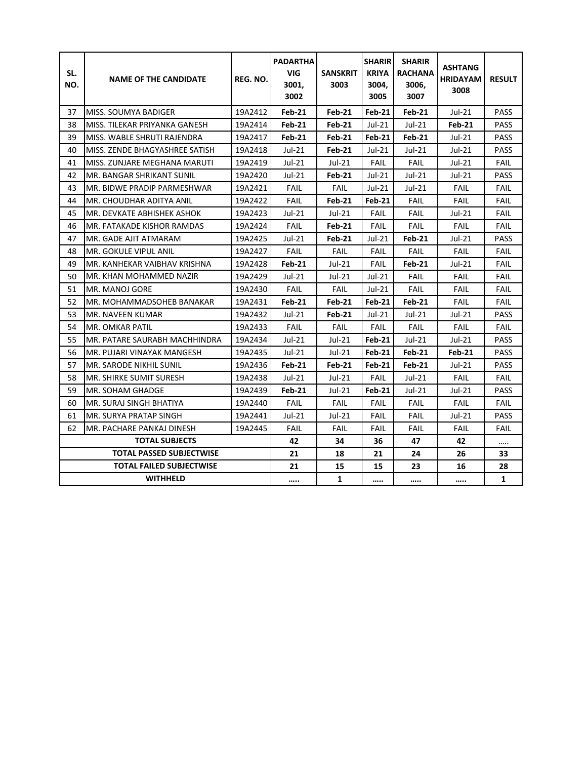| SL. NO. | NAME OF THE CANDIDATE | REG. NO. | PADARTHA VIG 3001, 3002 | SANSKRIT 3003 | SHARIR KRIYA 3004, 3005 | SHARIR RACHANA 3006, 3007 | ASHTANG HRIDAYAM 3008 | RESULT |
|---|---|---|---|---|---|---|---|---|
| 37 | MISS. SOUMYA BADIGER | 19A2412 | **Feb-21** | **Feb-21** | **Feb-21** | **Feb-21** | Jul-21 | PASS |
| 38 | MISS. TILEKAR PRIYANKA GANESH | 19A2414 | **Feb-21** | **Feb-21** | Jul-21 | Jul-21 | **Feb-21** | PASS |
| 39 | MISS. WABLE SHRUTI RAJENDRA | 19A2417 | **Feb-21** | **Feb-21** | **Feb-21** | **Feb-21** | Jul-21 | PASS |
| 40 | MISS. ZENDE BHAGYASHREE SATISH | 19A2418 | Jul-21 | **Feb-21** | Jul-21 | Jul-21 | Jul-21 | PASS |
| 41 | MISS. ZUNJARE MEGHANA MARUTI | 19A2419 | Jul-21 | Jul-21 | FAIL | FAIL | Jul-21 | FAIL |
| 42 | MR. BANGAR SHRIKANT SUNIL | 19A2420 | Jul-21 | **Feb-21** | Jul-21 | Jul-21 | Jul-21 | PASS |
| 43 | MR. BIDWE PRADIP PARMESHWAR | 19A2421 | FAIL | FAIL | Jul-21 | Jul-21 | FAIL | FAIL |
| 44 | MR. CHOUDHAR ADITYA ANIL | 19A2422 | FAIL | **Feb-21** | **Feb-21** | FAIL | FAIL | FAIL |
| 45 | MR. DEVKATE ABHISHEK ASHOK | 19A2423 | Jul-21 | Jul-21 | FAIL | FAIL | Jul-21 | FAIL |
| 46 | MR. FATAKADE KISHOR RAMDAS | 19A2424 | FAIL | **Feb-21** | FAIL | FAIL | FAIL | FAIL |
| 47 | MR. GADE AJIT ATMARAM | 19A2425 | Jul-21 | **Feb-21** | Jul-21 | **Feb-21** | Jul-21 | PASS |
| 48 | MR. GOKULE VIPUL ANIL | 19A2427 | FAIL | FAIL | FAIL | FAIL | FAIL | FAIL |
| 49 | MR. KANHEKAR VAIBHAV KRISHNA | 19A2428 | **Feb-21** | Jul-21 | FAIL | **Feb-21** | Jul-21 | FAIL |
| 50 | MR. KHAN MOHAMMED NAZIR | 19A2429 | Jul-21 | Jul-21 | Jul-21 | FAIL | FAIL | FAIL |
| 51 | MR. MANOJ GORE | 19A2430 | FAIL | FAIL | Jul-21 | FAIL | FAIL | FAIL |
| 52 | MR. MOHAMMADSOHEB BANAKAR | 19A2431 | **Feb-21** | **Feb-21** | **Feb-21** | **Feb-21** | FAIL | FAIL |
| 53 | MR. NAVEEN KUMAR | 19A2432 | Jul-21 | **Feb-21** | Jul-21 | Jul-21 | Jul-21 | PASS |
| 54 | MR. OMKAR PATIL | 19A2433 | FAIL | FAIL | FAIL | FAIL | FAIL | FAIL |
| 55 | MR. PATARE SAURABH MACHHINDRA | 19A2434 | Jul-21 | Jul-21 | **Feb-21** | Jul-21 | Jul-21 | PASS |
| 56 | MR. PUJARI VINAYAK MANGESH | 19A2435 | Jul-21 | Jul-21 | **Feb-21** | **Feb-21** | **Feb-21** | PASS |
| 57 | MR. SARODE NIKHIL SUNIL | 19A2436 | **Feb-21** | **Feb-21** | **Feb-21** | **Feb-21** | Jul-21 | PASS |
| 58 | MR. SHIRKE SUMIT SURESH | 19A2438 | Jul-21 | Jul-21 | FAIL | Jul-21 | FAIL | FAIL |
| 59 | MR. SOHAM GHADGE | 19A2439 | **Feb-21** | Jul-21 | **Feb-21** | Jul-21 | Jul-21 | PASS |
| 60 | MR. SURAJ SINGH BHATIYA | 19A2440 | FAIL | FAIL | FAIL | FAIL | FAIL | FAIL |
| 61 | MR. SURYA PRATAP SINGH | 19A2441 | Jul-21 | Jul-21 | FAIL | FAIL | Jul-21 | PASS |
| 62 | MR. PACHARE PANKAJ DINESH | 19A2445 | FAIL | FAIL | FAIL | FAIL | FAIL | FAIL |
| **TOTAL SUBJECTS** | | | **42** | **34** | **36** | **47** | **42** | ….. |
| **TOTAL PASSED SUBJECTWISE** | | | **21** | **18** | **21** | **24** | **26** | **33** |
| **TOTAL FAILED SUBJECTWISE** | | | **21** | **15** | **15** | **23** | **16** | **28** |
| **WITHHELD** | | | ….. | **1** | ….. | ….. | ….. | **1** |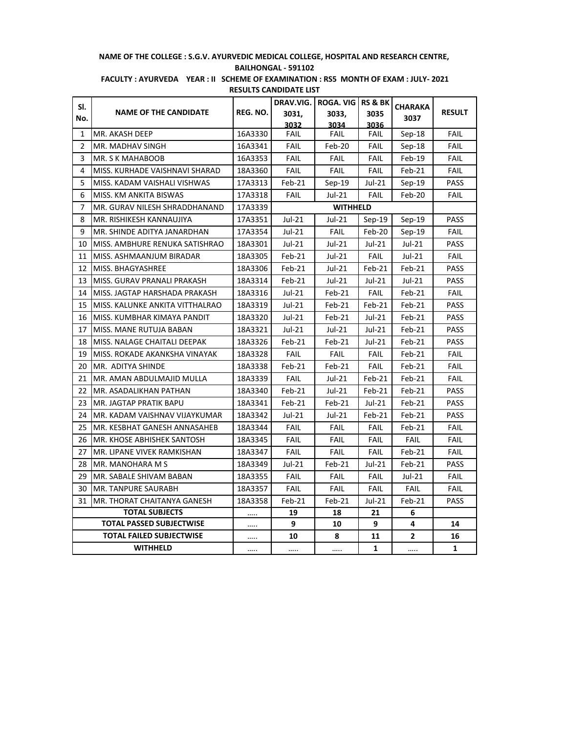**NAME OF THE COLLEGE : S.G.V. AYURVEDIC MEDICAL COLLEGE, HOSPITAL AND RESEARCH CENTRE, BAILHONGAL - 591102**

**FACULTY : AYURVEDA YEAR : II SCHEME OF EXAMINATION : RS5 MONTH OF EXAM : JULY- 2021**

**RESULTS CANDIDATE LIST**

| Sl. No. | NAME OF THE CANDIDATE | REG. NO. | DRAV.VIG. 3031, 3032 | ROGA. VIG 3033, 3034 | RS & BK 3035 3036 | CHARAKA 3037 | RESULT |
|---|---|---|---|---|---|---|---|
| 1 | MR. AKASH DEEP | 16A3330 | FAIL | FAIL | FAIL | Sep-18 | FAIL |
| 2 | MR. MADHAV SINGH | 16A3341 | FAIL | Feb-20 | FAIL | Sep-18 | FAIL |
| 3 | MR. S K MAHABOOB | 16A3353 | FAIL | FAIL | FAIL | Feb-19 | FAIL |
| 4 | MISS. KURHADE VAISHNAVI SHARAD | 18A3360 | FAIL | FAIL | FAIL | Feb-21 | FAIL |
| 5 | MISS. KADAM VAISHALI VISHWAS | 17A3313 | Feb-21 | Sep-19 | Jul-21 | Sep-19 | PASS |
| 6 | MISS. KM ANKITA BISWAS | 17A3318 | FAIL | Jul-21 | FAIL | Feb-20 | FAIL |
| 7 | MR. GURAV NILESH SHRADDHANAND | 17A3339 | WITHHELD | | | | |
| 8 | MR. RISHIKESH KANNAUJIYA | 17A3351 | Jul-21 | Jul-21 | Sep-19 | Sep-19 | PASS |
| 9 | MR. SHINDE ADITYA JANARDHAN | 17A3354 | Jul-21 | FAIL | Feb-20 | Sep-19 | FAIL |
| 10 | MISS. AMBHURE RENUKA SATISHRAO | 18A3301 | Jul-21 | Jul-21 | Jul-21 | Jul-21 | PASS |
| 11 | MISS. ASHMAANJUM BIRADAR | 18A3305 | Feb-21 | Jul-21 | FAIL | Jul-21 | FAIL |
| 12 | MISS. BHAGYASHREE | 18A3306 | Feb-21 | Jul-21 | Feb-21 | Feb-21 | PASS |
| 13 | MISS. GURAV PRANALI PRAKASH | 18A3314 | Feb-21 | Jul-21 | Jul-21 | Jul-21 | PASS |
| 14 | MISS. JAGTAP HARSHADA PRAKASH | 18A3316 | Jul-21 | Feb-21 | FAIL | Feb-21 | FAIL |
| 15 | MISS. KALUNKE ANKITA VITTHALRAO | 18A3319 | Jul-21 | Feb-21 | Feb-21 | Feb-21 | PASS |
| 16 | MISS. KUMBHAR KIMAYA PANDIT | 18A3320 | Jul-21 | Feb-21 | Jul-21 | Feb-21 | PASS |
| 17 | MISS. MANE RUTUJA BABAN | 18A3321 | Jul-21 | Jul-21 | Jul-21 | Feb-21 | PASS |
| 18 | MISS. NALAGE CHAITALI DEEPAK | 18A3326 | Feb-21 | Feb-21 | Jul-21 | Feb-21 | PASS |
| 19 | MISS. ROKADE AKANKSHA VINAYAK | 18A3328 | FAIL | FAIL | FAIL | Feb-21 | FAIL |
| 20 | MR. ADITYA SHINDE | 18A3338 | Feb-21 | Feb-21 | FAIL | Feb-21 | FAIL |
| 21 | MR. AMAN ABDULMAJID MULLA | 18A3339 | FAIL | Jul-21 | Feb-21 | Feb-21 | FAIL |
| 22 | MR. ASADALIKHAN PATHAN | 18A3340 | Feb-21 | Jul-21 | Feb-21 | Feb-21 | PASS |
| 23 | MR. JAGTAP PRATIK BAPU | 18A3341 | Feb-21 | Feb-21 | Jul-21 | Feb-21 | PASS |
| 24 | MR. KADAM VAISHNAV VIJAYKUMAR | 18A3342 | Jul-21 | Jul-21 | Feb-21 | Feb-21 | PASS |
| 25 | MR. KESBHAT GANESH ANNASAHEB | 18A3344 | FAIL | FAIL | FAIL | Feb-21 | FAIL |
| 26 | MR. KHOSE ABHISHEK SANTOSH | 18A3345 | FAIL | FAIL | FAIL | FAIL | FAIL |
| 27 | MR. LIPANE VIVEK RAMKISHAN | 18A3347 | FAIL | FAIL | FAIL | Feb-21 | FAIL |
| 28 | MR. MANOHARA M S | 18A3349 | Jul-21 | Feb-21 | Jul-21 | Feb-21 | PASS |
| 29 | MR. SABALE SHIVAM BABAN | 18A3355 | FAIL | FAIL | FAIL | Jul-21 | FAIL |
| 30 | MR. TANPURE SAURABH | 18A3357 | FAIL | FAIL | FAIL | FAIL | FAIL |
| 31 | MR. THORAT CHAITANYA GANESH | 18A3358 | Feb-21 | Feb-21 | Jul-21 | Feb-21 | PASS |
| **TOTAL SUBJECTS** | | ….. | **19** | **18** | **21** | **6** | |
| **TOTAL PASSED SUBJECTWISE** | | ….. | **9** | **10** | **9** | **4** | **14** |
| **TOTAL FAILED SUBJECTWISE** | | ….. | **10** | **8** | **11** | **2** | **16** |
| **WITHHELD** | | ….. | ….. | ….. | **1** | ….. | **1** |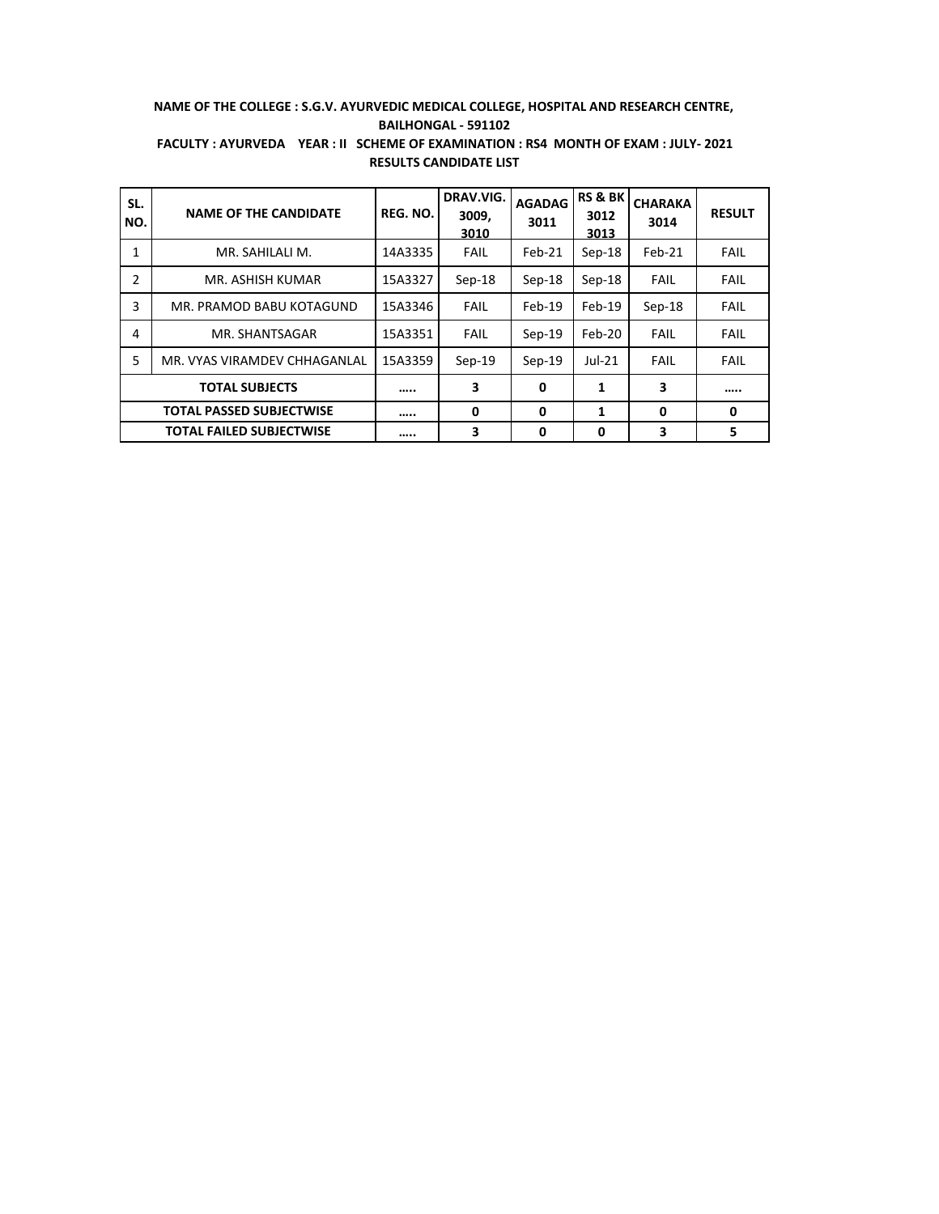**NAME OF THE COLLEGE : S.G.V. AYURVEDIC MEDICAL COLLEGE, HOSPITAL AND RESEARCH CENTRE, BAILHONGAL - 591102**

**FACULTY : AYURVEDA YEAR : II SCHEME OF EXAMINATION : RS4 MONTH OF EXAM : JULY- 2021**

**RESULTS CANDIDATE LIST**

| SL. NO. | NAME OF THE CANDIDATE | REG. NO. | DRAV.VIG. 3009, 3010 | AGADAG 3011 | RS & BK 3012 3013 | CHARAKA 3014 | RESULT |
|---|---|---|---|---|---|---|---|
| 1 | MR. SAHILALI M. | 14A3335 | FAIL | Feb-21 | Sep-18 | Feb-21 | FAIL |
| 2 | MR. ASHISH KUMAR | 15A3327 | Sep-18 | Sep-18 | Sep-18 | FAIL | FAIL |
| 3 | MR. PRAMOD BABU KOTAGUND | 15A3346 | FAIL | Feb-19 | Feb-19 | Sep-18 | FAIL |
| 4 | MR. SHANTSAGAR | 15A3351 | FAIL | Sep-19 | Feb-20 | FAIL | FAIL |
| 5 | MR. VYAS VIRAMDEV CHHAGANLAL | 15A3359 | Sep-19 | Sep-19 | Jul-21 | FAIL | FAIL |
| **TOTAL SUBJECTS** | | ..... | **3** | **0** | **1** | **3** | ..... |
| **TOTAL PASSED SUBJECTWISE** | | ..... | **0** | **0** | **1** | **0** | **0** |
| **TOTAL FAILED SUBJECTWISE** | | ..... | **3** | **0** | **0** | **3** | **5** |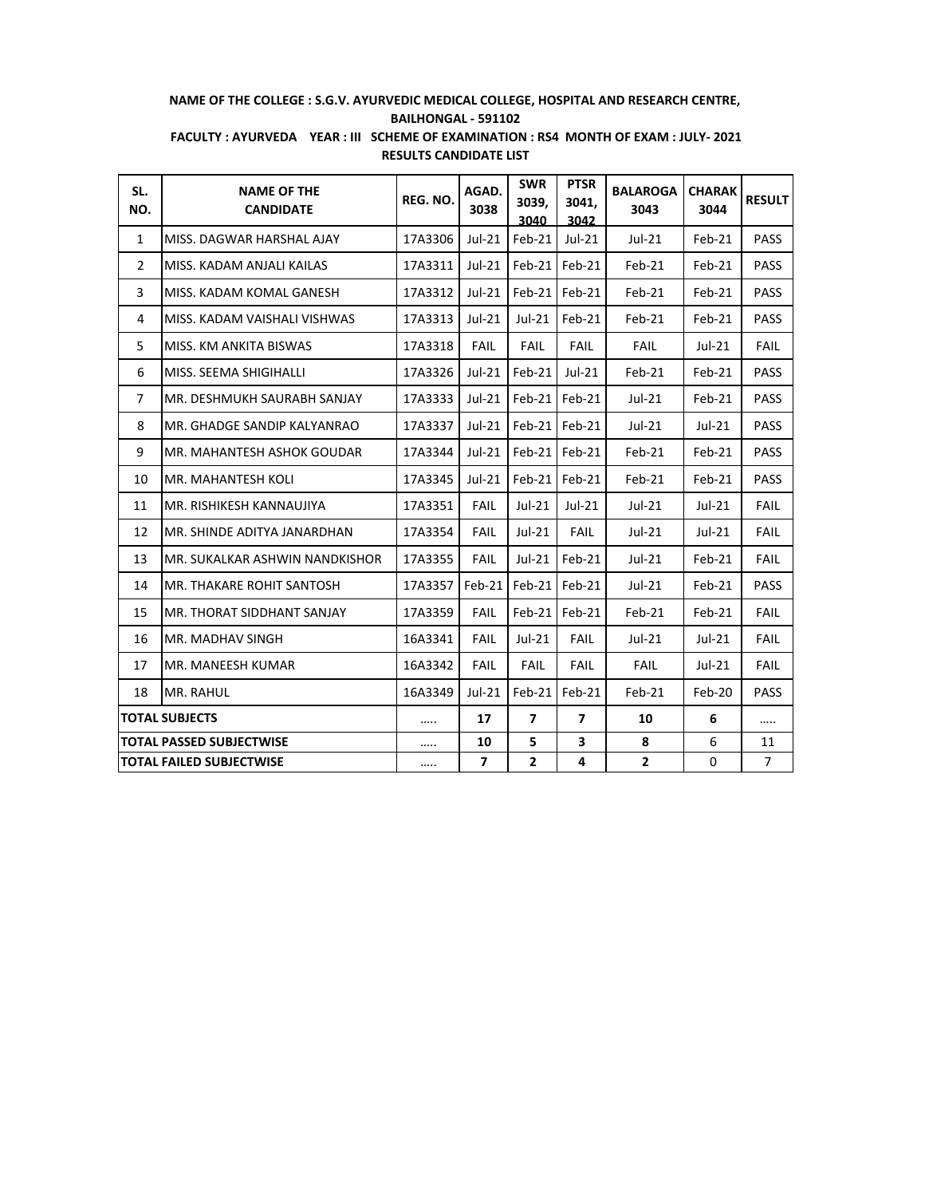**NAME OF THE COLLEGE : S.G.V. AYURVEDIC MEDICAL COLLEGE, HOSPITAL AND RESEARCH CENTRE, BAILHONGAL - 591102**

**FACULTY : AYURVEDA YEAR : III SCHEME OF EXAMINATION : RS4 MONTH OF EXAM : JULY- 2021**

**RESULTS CANDIDATE LIST**

| SL. NO. | NAME OF THE CANDIDATE | REG. NO. | AGAD. 3038 | SWR 3039, 3040 | PTSR 3041, 3042 | BALAROGA 3043 | CHARAK 3044 | RESULT |
|---|---|---|---|---|---|---|---|---|
| 1 | MISS. DAGWAR HARSHAL AJAY | 17A3306 | Jul-21 | Feb-21 | Jul-21 | Jul-21 | Feb-21 | PASS |
| 2 | MISS. KADAM ANJALI KAILAS | 17A3311 | Jul-21 | Feb-21 | Feb-21 | Feb-21 | Feb-21 | PASS |
| 3 | MISS. KADAM KOMAL GANESH | 17A3312 | Jul-21 | Feb-21 | Feb-21 | Feb-21 | Feb-21 | PASS |
| 4 | MISS. KADAM VAISHALI VISHWAS | 17A3313 | Jul-21 | Jul-21 | Feb-21 | Feb-21 | Feb-21 | PASS |
| 5 | MISS. KM ANKITA BISWAS | 17A3318 | FAIL | FAIL | FAIL | FAIL | Jul-21 | FAIL |
| 6 | MISS. SEEMA SHIGIHALLI | 17A3326 | Jul-21 | Feb-21 | Jul-21 | Feb-21 | Feb-21 | PASS |
| 7 | MR. DESHMUKH SAURABH SANJAY | 17A3333 | Jul-21 | Feb-21 | Feb-21 | Jul-21 | Feb-21 | PASS |
| 8 | MR. GHADGE SANDIP KALYANRAO | 17A3337 | Jul-21 | Feb-21 | Feb-21 | Jul-21 | Jul-21 | PASS |
| 9 | MR. MAHANTESH ASHOK GOUDAR | 17A3344 | Jul-21 | Feb-21 | Feb-21 | Feb-21 | Feb-21 | PASS |
| 10 | MR. MAHANTESH KOLI | 17A3345 | Jul-21 | Feb-21 | Feb-21 | Feb-21 | Feb-21 | PASS |
| 11 | MR. RISHIKESH KANNAUJIYA | 17A3351 | FAIL | Jul-21 | Jul-21 | Jul-21 | Jul-21 | FAIL |
| 12 | MR. SHINDE ADITYA JANARDHAN | 17A3354 | FAIL | Jul-21 | FAIL | Jul-21 | Jul-21 | FAIL |
| 13 | MR. SUKALKAR ASHWIN NANDKISHOR | 17A3355 | FAIL | Jul-21 | Feb-21 | Jul-21 | Feb-21 | FAIL |
| 14 | MR. THAKARE ROHIT SANTOSH | 17A3357 | Feb-21 | Feb-21 | Feb-21 | Jul-21 | Feb-21 | PASS |
| 15 | MR. THORAT SIDDHANT SANJAY | 17A3359 | FAIL | Feb-21 | Feb-21 | Feb-21 | Feb-21 | FAIL |
| 16 | MR. MADHAV SINGH | 16A3341 | FAIL | Jul-21 | FAIL | Jul-21 | Jul-21 | FAIL |
| 17 | MR. MANEESH KUMAR | 16A3342 | FAIL | FAIL | FAIL | FAIL | Jul-21 | FAIL |
| 18 | MR. RAHUL | 16A3349 | Jul-21 | Feb-21 | Feb-21 | Feb-21 | Feb-20 | PASS |
| **TOTAL SUBJECTS** | | ….. | **17** | **7** | **7** | **10** | **6** | ….. |
| **TOTAL PASSED SUBJECTWISE** | | ….. | **10** | **5** | **3** | **8** | 6 | 11 |
| **TOTAL FAILED SUBJECTWISE** | | ….. | **7** | **2** | **4** | **2** | 0 | 7 |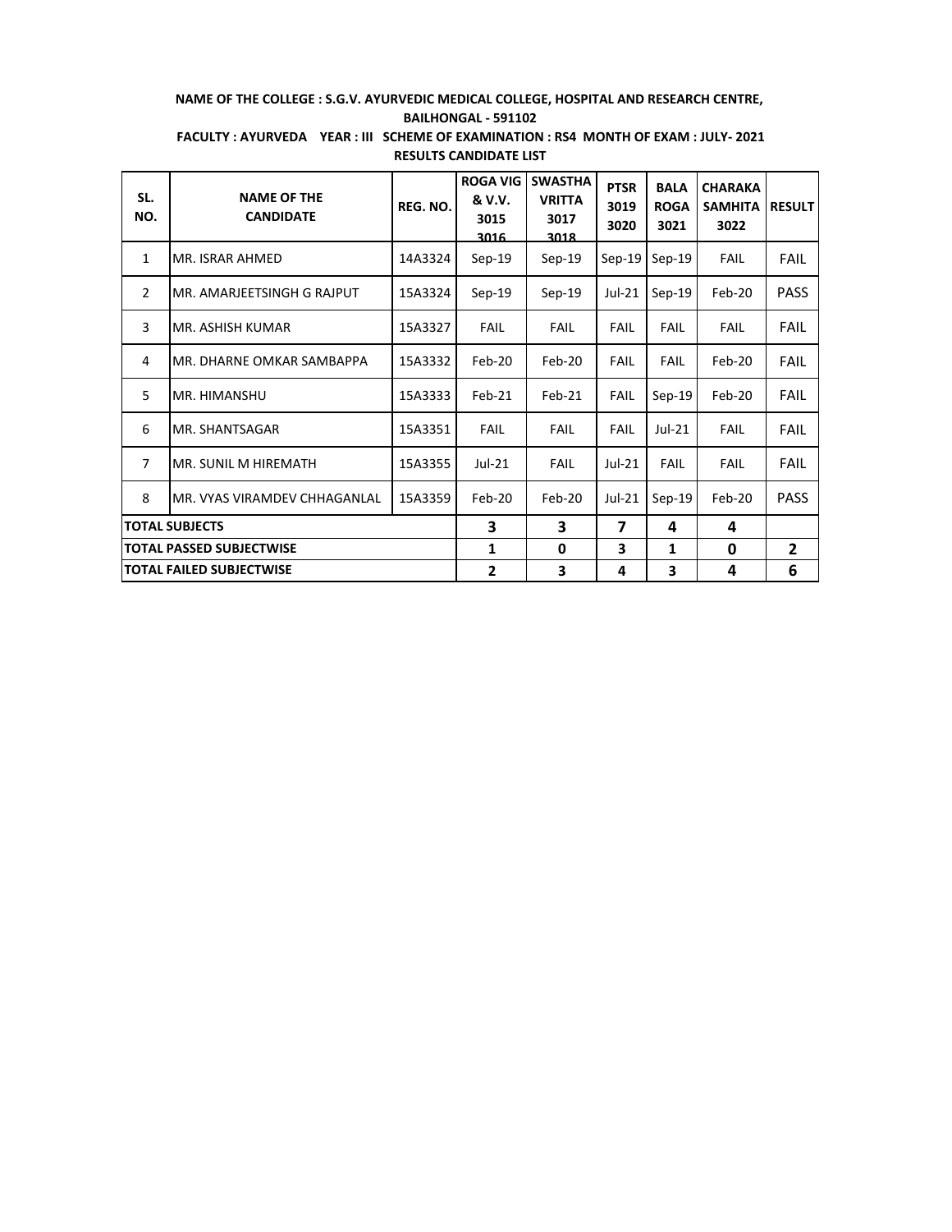**NAME OF THE COLLEGE : S.G.V. AYURVEDIC MEDICAL COLLEGE, HOSPITAL AND RESEARCH CENTRE, BAILHONGAL - 591102**

**FACULTY : AYURVEDA YEAR : III SCHEME OF EXAMINATION : RS4 MONTH OF EXAM : JULY- 2021**

**RESULTS CANDIDATE LIST**

| SL. NO. | NAME OF THE CANDIDATE | REG. NO. | ROGA VIG & V.V. 3015 3016 | SWASTHA VRITTA 3017 3018 | PTSR 3019 3020 | BALA ROGA 3021 | CHARAKA SAMHITA 3022 | RESULT |
|---|---|---|---|---|---|---|---|---|
| 1 | MR. ISRAR AHMED | 14A3324 | Sep-19 | Sep-19 | Sep-19 | Sep-19 | FAIL | FAIL |
| 2 | MR. AMARJEETSINGH G RAJPUT | 15A3324 | Sep-19 | Sep-19 | Jul-21 | Sep-19 | Feb-20 | PASS |
| 3 | MR. ASHISH KUMAR | 15A3327 | FAIL | FAIL | FAIL | FAIL | FAIL | FAIL |
| 4 | MR. DHARNE OMKAR SAMBAPPA | 15A3332 | Feb-20 | Feb-20 | FAIL | FAIL | Feb-20 | FAIL |
| 5 | MR. HIMANSHU | 15A3333 | Feb-21 | Feb-21 | FAIL | Sep-19 | Feb-20 | FAIL |
| 6 | MR. SHANTSAGAR | 15A3351 | FAIL | FAIL | FAIL | Jul-21 | FAIL | FAIL |
| 7 | MR. SUNIL M HIREMATH | 15A3355 | Jul-21 | FAIL | Jul-21 | FAIL | FAIL | FAIL |
| 8 | MR. VYAS VIRAMDEV CHHAGANLAL | 15A3359 | Feb-20 | Feb-20 | Jul-21 | Sep-19 | Feb-20 | PASS |
| **TOTAL SUBJECTS** | | | **3** | **3** | **7** | **4** | **4** | |
| **TOTAL PASSED SUBJECTWISE** | | | **1** | **0** | **3** | **1** | **0** | **2** |
| **TOTAL FAILED SUBJECTWISE** | | | **2** | **3** | **4** | **3** | **4** | **6** |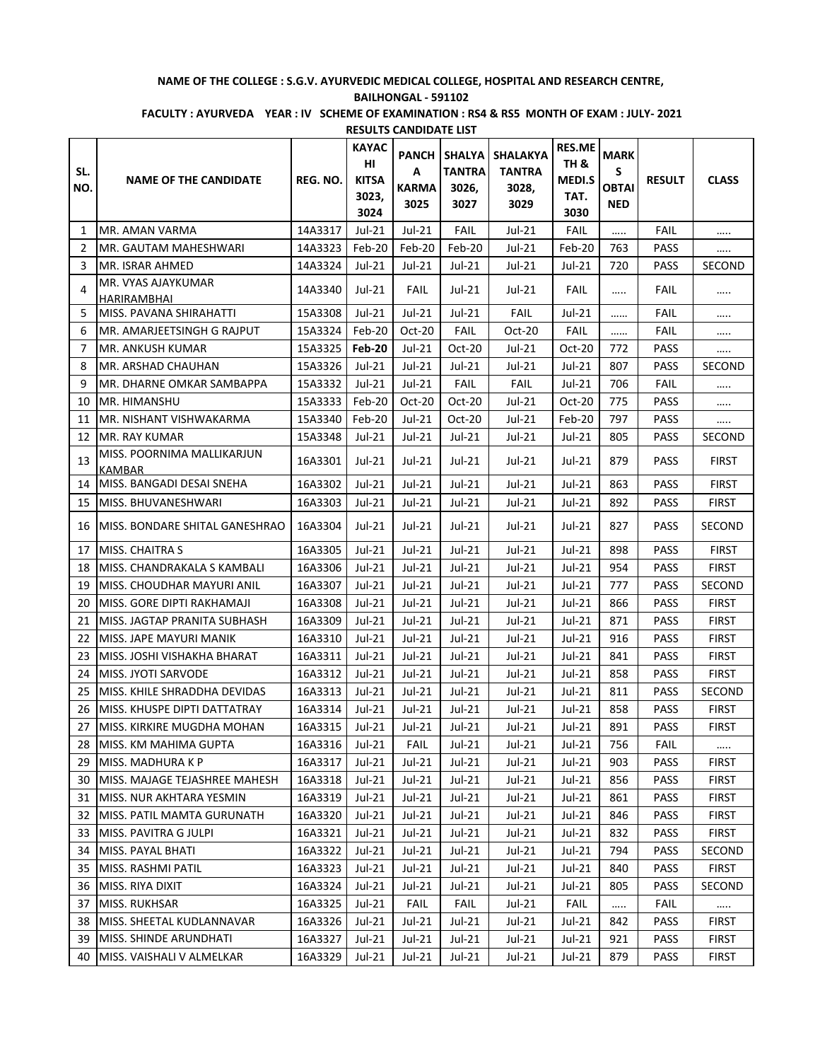**NAME OF THE COLLEGE : S.G.V. AYURVEDIC MEDICAL COLLEGE, HOSPITAL AND RESEARCH CENTRE, BAILHONGAL - 591102**

**FACULTY : AYURVEDA YEAR : IV SCHEME OF EXAMINATION : RS4 & RS5 MONTH OF EXAM : JULY- 2021**

**RESULTS CANDIDATE LIST**

| SL. NO. | NAME OF THE CANDIDATE | REG. NO. | KAYACHI KITSA 3023, 3024 | PANCHA KARMA 3025 | SHALYA TANTRA 3026, 3027 | SHALAKYA TANTRA 3028, 3029 | RES.METH & MEDI.STAT. 3030 | MARKS OBTAINED | RESULT | CLASS |
|---|---|---|---|---|---|---|---|---|---|---|
| 1 | MR. AMAN VARMA | 14A3317 | Jul-21 | Jul-21 | FAIL | Jul-21 | FAIL | ..... | FAIL | ..... |
| 2 | MR. GAUTAM MAHESHWARI | 14A3323 | Feb-20 | Feb-20 | Feb-20 | Jul-21 | Feb-20 | 763 | PASS | ..... |
| 3 | MR. ISRAR AHMED | 14A3324 | Jul-21 | Jul-21 | Jul-21 | Jul-21 | Jul-21 | 720 | PASS | SECOND |
| 4 | MR. VYAS AJAYKUMAR HARIRAMBHAI | 14A3340 | Jul-21 | FAIL | Jul-21 | Jul-21 | FAIL | ..... | FAIL | ..... |
| 5 | MISS. PAVANA SHIRAHATTI | 15A3308 | Jul-21 | Jul-21 | Jul-21 | FAIL | Jul-21 | ...... | FAIL | ..... |
| 6 | MR. AMARJEETSINGH G RAJPUT | 15A3324 | Feb-20 | Oct-20 | FAIL | Oct-20 | FAIL | ...... | FAIL | ..... |
| 7 | MR. ANKUSH KUMAR | 15A3325 | **Feb-20** | Jul-21 | Oct-20 | Jul-21 | Oct-20 | 772 | PASS | ..... |
| 8 | MR. ARSHAD CHAUHAN | 15A3326 | Jul-21 | Jul-21 | Jul-21 | Jul-21 | Jul-21 | 807 | PASS | SECOND |
| 9 | MR. DHARNE OMKAR SAMBAPPA | 15A3332 | Jul-21 | Jul-21 | FAIL | FAIL | Jul-21 | 706 | FAIL | ..... |
| 10 | MR. HIMANSHU | 15A3333 | Feb-20 | Oct-20 | Oct-20 | Jul-21 | Oct-20 | 775 | PASS | ..... |
| 11 | MR. NISHANT VISHWAKARMA | 15A3340 | Feb-20 | Jul-21 | Oct-20 | Jul-21 | Feb-20 | 797 | PASS | ..... |
| 12 | MR. RAY KUMAR | 15A3348 | Jul-21 | Jul-21 | Jul-21 | Jul-21 | Jul-21 | 805 | PASS | SECOND |
| 13 | MISS. POORNIMA MALLIKARJUN KAMBAR | 16A3301 | Jul-21 | Jul-21 | Jul-21 | Jul-21 | Jul-21 | 879 | PASS | FIRST |
| 14 | MISS. BANGADI DESAI SNEHA | 16A3302 | Jul-21 | Jul-21 | Jul-21 | Jul-21 | Jul-21 | 863 | PASS | FIRST |
| 15 | MISS. BHUVANESHWARI | 16A3303 | Jul-21 | Jul-21 | Jul-21 | Jul-21 | Jul-21 | 892 | PASS | FIRST |
| 16 | MISS. BONDARE SHITAL GANESHRAO | 16A3304 | Jul-21 | Jul-21 | Jul-21 | Jul-21 | Jul-21 | 827 | PASS | SECOND |
| 17 | MISS. CHAITRA S | 16A3305 | Jul-21 | Jul-21 | Jul-21 | Jul-21 | Jul-21 | 898 | PASS | FIRST |
| 18 | MISS. CHANDRAKALA S KAMBALI | 16A3306 | Jul-21 | Jul-21 | Jul-21 | Jul-21 | Jul-21 | 954 | PASS | FIRST |
| 19 | MISS. CHOUDHAR MAYURI ANIL | 16A3307 | Jul-21 | Jul-21 | Jul-21 | Jul-21 | Jul-21 | 777 | PASS | SECOND |
| 20 | MISS. GORE DIPTI RAKHAMAJI | 16A3308 | Jul-21 | Jul-21 | Jul-21 | Jul-21 | Jul-21 | 866 | PASS | FIRST |
| 21 | MISS. JAGTAP PRANITA SUBHASH | 16A3309 | Jul-21 | Jul-21 | Jul-21 | Jul-21 | Jul-21 | 871 | PASS | FIRST |
| 22 | MISS. JAPE MAYURI MANIK | 16A3310 | Jul-21 | Jul-21 | Jul-21 | Jul-21 | Jul-21 | 916 | PASS | FIRST |
| 23 | MISS. JOSHI VISHAKHA BHARAT | 16A3311 | Jul-21 | Jul-21 | Jul-21 | Jul-21 | Jul-21 | 841 | PASS | FIRST |
| 24 | MISS. JYOTI SARVODE | 16A3312 | Jul-21 | Jul-21 | Jul-21 | Jul-21 | Jul-21 | 858 | PASS | FIRST |
| 25 | MISS. KHILE SHRADDHA DEVIDAS | 16A3313 | Jul-21 | Jul-21 | Jul-21 | Jul-21 | Jul-21 | 811 | PASS | SECOND |
| 26 | MISS. KHUSPE DIPTI DATTATRAY | 16A3314 | Jul-21 | Jul-21 | Jul-21 | Jul-21 | Jul-21 | 858 | PASS | FIRST |
| 27 | MISS. KIRKIRE MUGDHA MOHAN | 16A3315 | Jul-21 | Jul-21 | Jul-21 | Jul-21 | Jul-21 | 891 | PASS | FIRST |
| 28 | MISS. KM MAHIMA GUPTA | 16A3316 | Jul-21 | FAIL | Jul-21 | Jul-21 | Jul-21 | 756 | FAIL | ..... |
| 29 | MISS. MADHURA K P | 16A3317 | Jul-21 | Jul-21 | Jul-21 | Jul-21 | Jul-21 | 903 | PASS | FIRST |
| 30 | MISS. MAJAGE TEJASHREE MAHESH | 16A3318 | Jul-21 | Jul-21 | Jul-21 | Jul-21 | Jul-21 | 856 | PASS | FIRST |
| 31 | MISS. NUR AKHTARA YESMIN | 16A3319 | Jul-21 | Jul-21 | Jul-21 | Jul-21 | Jul-21 | 861 | PASS | FIRST |
| 32 | MISS. PATIL MAMTA GURUNATH | 16A3320 | Jul-21 | Jul-21 | Jul-21 | Jul-21 | Jul-21 | 846 | PASS | FIRST |
| 33 | MISS. PAVITRA G JULPI | 16A3321 | Jul-21 | Jul-21 | Jul-21 | Jul-21 | Jul-21 | 832 | PASS | FIRST |
| 34 | MISS. PAYAL BHATI | 16A3322 | Jul-21 | Jul-21 | Jul-21 | Jul-21 | Jul-21 | 794 | PASS | SECOND |
| 35 | MISS. RASHMI PATIL | 16A3323 | Jul-21 | Jul-21 | Jul-21 | Jul-21 | Jul-21 | 840 | PASS | FIRST |
| 36 | MISS. RIYA DIXIT | 16A3324 | Jul-21 | Jul-21 | Jul-21 | Jul-21 | Jul-21 | 805 | PASS | SECOND |
| 37 | MISS. RUKHSAR | 16A3325 | Jul-21 | FAIL | FAIL | Jul-21 | FAIL | ..... | FAIL | ..... |
| 38 | MISS. SHEETAL KUDLANNAVAR | 16A3326 | Jul-21 | Jul-21 | Jul-21 | Jul-21 | Jul-21 | 842 | PASS | FIRST |
| 39 | MISS. SHINDE ARUNDHATI | 16A3327 | Jul-21 | Jul-21 | Jul-21 | Jul-21 | Jul-21 | 921 | PASS | FIRST |
| 40 | MISS. VAISHALI V ALMELKAR | 16A3329 | Jul-21 | Jul-21 | Jul-21 | Jul-21 | Jul-21 | 879 | PASS | FIRST |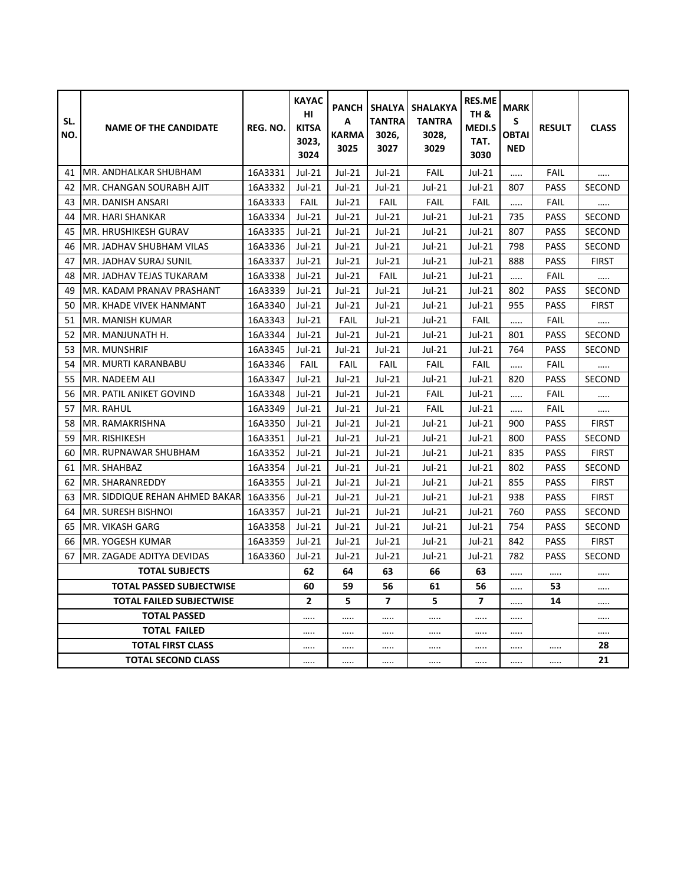| SL. NO. | NAME OF THE CANDIDATE | REG. NO. | KAYACHI KITSA 3023, 3024 | PANCHA KARMA 3025 | SHALYA TANTRA 3026, 3027 | SHALAKYA TANTRA 3028, 3029 | RES.METH & MEDI.STAT. 3030 | MARKS OBTAINED | RESULT | CLASS |
|---|---|---|---|---|---|---|---|---|---|---|
| 41 | MR. ANDHALKAR SHUBHAM | 16A3331 | Jul-21 | Jul-21 | Jul-21 | FAIL | Jul-21 | ….. | FAIL | ….. |
| 42 | MR. CHANGAN SOURABH AJIT | 16A3332 | Jul-21 | Jul-21 | Jul-21 | Jul-21 | Jul-21 | 807 | PASS | SECOND |
| 43 | MR. DANISH ANSARI | 16A3333 | FAIL | Jul-21 | FAIL | FAIL | FAIL | ….. | FAIL | ….. |
| 44 | MR. HARI SHANKAR | 16A3334 | Jul-21 | Jul-21 | Jul-21 | Jul-21 | Jul-21 | 735 | PASS | SECOND |
| 45 | MR. HRUSHIKESH GURAV | 16A3335 | Jul-21 | Jul-21 | Jul-21 | Jul-21 | Jul-21 | 807 | PASS | SECOND |
| 46 | MR. JADHAV SHUBHAM VILAS | 16A3336 | Jul-21 | Jul-21 | Jul-21 | Jul-21 | Jul-21 | 798 | PASS | SECOND |
| 47 | MR. JADHAV SURAJ SUNIL | 16A3337 | Jul-21 | Jul-21 | Jul-21 | Jul-21 | Jul-21 | 888 | PASS | FIRST |
| 48 | MR. JADHAV TEJAS TUKARAM | 16A3338 | Jul-21 | Jul-21 | FAIL | Jul-21 | Jul-21 | ….. | FAIL | ….. |
| 49 | MR. KADAM PRANAV PRASHANT | 16A3339 | Jul-21 | Jul-21 | Jul-21 | Jul-21 | Jul-21 | 802 | PASS | SECOND |
| 50 | MR. KHADE VIVEK HANMANT | 16A3340 | Jul-21 | Jul-21 | Jul-21 | Jul-21 | Jul-21 | 955 | PASS | FIRST |
| 51 | MR. MANISH KUMAR | 16A3343 | Jul-21 | FAIL | Jul-21 | Jul-21 | FAIL | ….. | FAIL | ….. |
| 52 | MR. MANJUNATH H. | 16A3344 | Jul-21 | Jul-21 | Jul-21 | Jul-21 | Jul-21 | 801 | PASS | SECOND |
| 53 | MR. MUNSHRIF | 16A3345 | Jul-21 | Jul-21 | Jul-21 | Jul-21 | Jul-21 | 764 | PASS | SECOND |
| 54 | MR. MURTI KARANBABU | 16A3346 | FAIL | FAIL | FAIL | FAIL | FAIL | ….. | FAIL | ….. |
| 55 | MR. NADEEM ALI | 16A3347 | Jul-21 | Jul-21 | Jul-21 | Jul-21 | Jul-21 | 820 | PASS | SECOND |
| 56 | MR. PATIL ANIKET GOVIND | 16A3348 | Jul-21 | Jul-21 | Jul-21 | FAIL | Jul-21 | ….. | FAIL | ….. |
| 57 | MR. RAHUL | 16A3349 | Jul-21 | Jul-21 | Jul-21 | FAIL | Jul-21 | ….. | FAIL | ….. |
| 58 | MR. RAMAKRISHNA | 16A3350 | Jul-21 | Jul-21 | Jul-21 | Jul-21 | Jul-21 | 900 | PASS | FIRST |
| 59 | MR. RISHIKESH | 16A3351 | Jul-21 | Jul-21 | Jul-21 | Jul-21 | Jul-21 | 800 | PASS | SECOND |
| 60 | MR. RUPNAWAR SHUBHAM | 16A3352 | Jul-21 | Jul-21 | Jul-21 | Jul-21 | Jul-21 | 835 | PASS | FIRST |
| 61 | MR. SHAHBAZ | 16A3354 | Jul-21 | Jul-21 | Jul-21 | Jul-21 | Jul-21 | 802 | PASS | SECOND |
| 62 | MR. SHARANREDDY | 16A3355 | Jul-21 | Jul-21 | Jul-21 | Jul-21 | Jul-21 | 855 | PASS | FIRST |
| 63 | MR. SIDDIQUE REHAN AHMED BAKAR | 16A3356 | Jul-21 | Jul-21 | Jul-21 | Jul-21 | Jul-21 | 938 | PASS | FIRST |
| 64 | MR. SURESH BISHNOI | 16A3357 | Jul-21 | Jul-21 | Jul-21 | Jul-21 | Jul-21 | 760 | PASS | SECOND |
| 65 | MR. VIKASH GARG | 16A3358 | Jul-21 | Jul-21 | Jul-21 | Jul-21 | Jul-21 | 754 | PASS | SECOND |
| 66 | MR. YOGESH KUMAR | 16A3359 | Jul-21 | Jul-21 | Jul-21 | Jul-21 | Jul-21 | 842 | PASS | FIRST |
| 67 | MR. ZAGADE ADITYA DEVIDAS | 16A3360 | Jul-21 | Jul-21 | Jul-21 | Jul-21 | Jul-21 | 782 | PASS | SECOND |
| **TOTAL SUBJECTS** | | | **62** | **64** | **63** | **66** | **63** | ….. | ….. | ….. |
| **TOTAL PASSED SUBJECTWISE** | | | **60** | **59** | **56** | **61** | **56** | ….. | **53** | ….. |
| **TOTAL FAILED SUBJECTWISE** | | | **2** | **5** | **7** | **5** | **7** | ….. | **14** | ….. |
| **TOTAL PASSED** | | | ….. | ….. | ….. | ….. | ….. | ….. | | ….. |
| **TOTAL FAILED** | | | ….. | ….. | ….. | ….. | ….. | ….. | | ….. |
| **TOTAL FIRST CLASS** | | | ….. | ….. | ….. | ….. | ….. | ….. | ….. | **28** |
| **TOTAL SECOND CLASS** | | | ….. | ….. | ….. | ….. | ….. | ….. | ….. | **21** |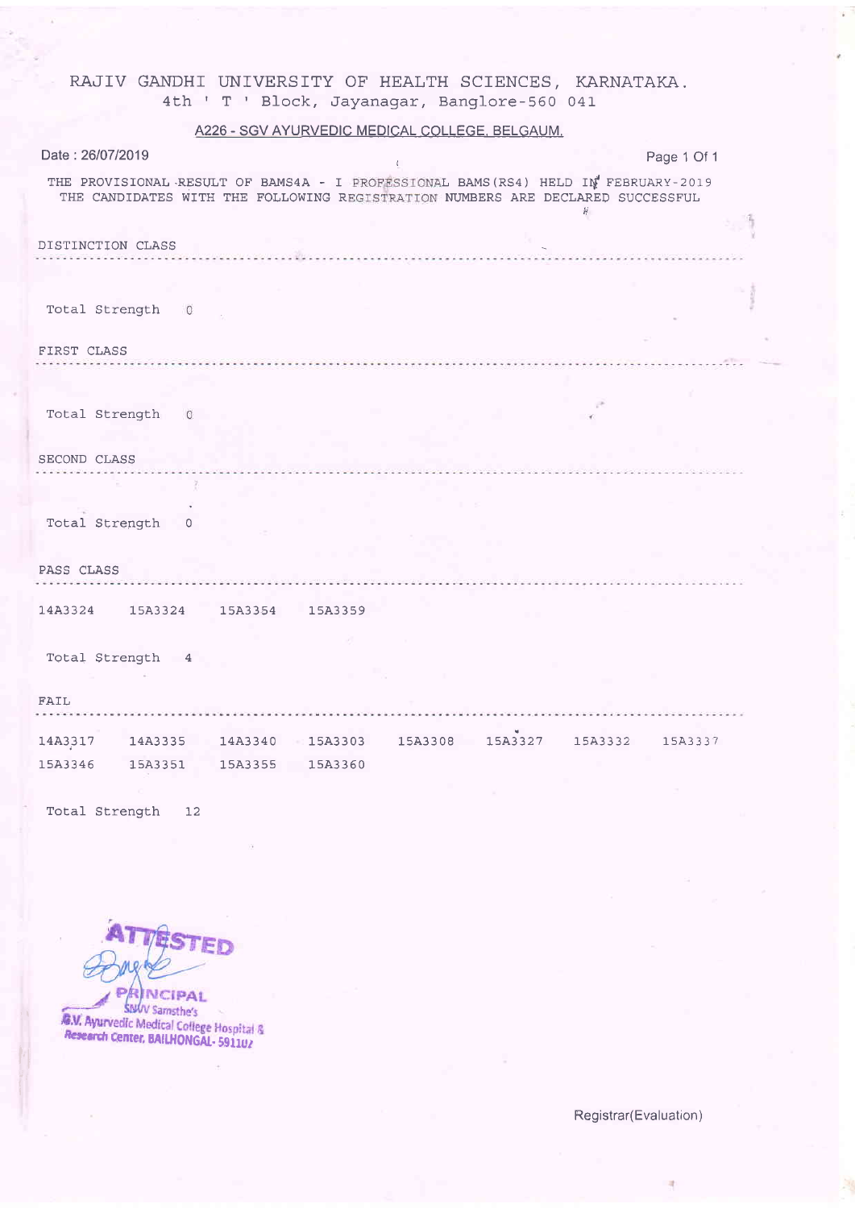# RAJIV GANDHI UNIVERSITY OF HEALTH SCIENCES, KARNATAKA.

4th ' T ' Block, Jayanagar, Banglore-560 041

## A226 - SGV AYURVEDIC MEDICAL COLLEGE, BELGAUM.

Date : 26/07/2019

THE PROVISIONAL RESULT OF BAMS4A - I PROFESSIONAL BAMS(RS4) HELD IN FEBRUARY-2019
THE CANDIDATES WITH THE FOLLOWING REGISTRATION NUMBERS ARE DECLARED SUCCESSFUL

### DISTINCTION CLASS

Total Strength 0

### FIRST CLASS

Total Strength 0

### SECOND CLASS

Total Strength 0

### PASS CLASS

14A3324 15A3324 15A3354 15A3359

Total Strength 4

### FAIL

14A3317 14A3335 14A3340 15A3303 15A3308 15A3327 15A3332 15A3337
15A3346 15A3351 15A3355 15A3360

Total Strength 12

ATTESTED
PRINCIPAL
SNVV Samsthe's
S.V. Ayurvedic Medical College Hospital & Research Center, BAILHONGAL- 591102

Registrar(Evaluation)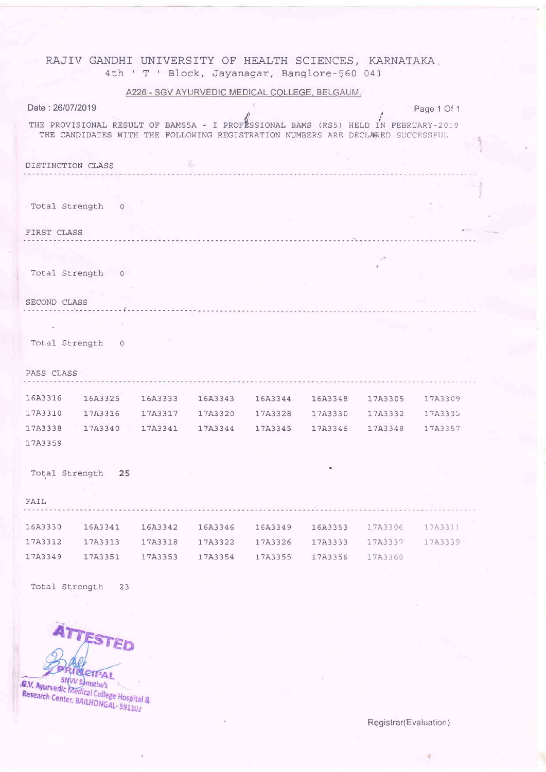# RAJIV GANDHI UNIVERSITY OF HEALTH SCIENCES, KARNATAKA.

4th ' T ' Block, Jayanagar, Banglore-560 041

## A226 - SGV AYURVEDIC MEDICAL COLLEGE, BELGAUM.

Date : 26/07/2019

THE PROVISIONAL RESULT OF BAMS5A - I PROFESSIONAL BAMS (RS5) HELD IN FEBRUARY-2019
THE CANDIDATES WITH THE FOLLOWING REGISTRATION NUMBERS ARE DECLARED SUCCESSFUL

### DISTINCTION CLASS

Total Strength 0

### FIRST CLASS

Total Strength 0

### SECOND CLASS

Total Strength 0

### PASS CLASS

| | | | | | | | |
|---|---|---|---|---|---|---|---|
| 16A3316 | 16A3325 | 16A3333 | 16A3343 | 16A3344 | 16A3348 | 17A3305 | 17A3309 |
| 17A3310 | 17A3316 | 17A3317 | 17A3320 | 17A3328 | 17A3330 | 17A3332 | 17A3335 |
| 17A3338 | 17A3340 | 17A3341 | 17A3344 | 17A3345 | 17A3346 | 17A3348 | 17A3357 |
| 17A3359 | | | | | | | |

Total Strength 25

### FAIL

| | | | | | | | |
|---|---|---|---|---|---|---|---|
| 16A3330 | 16A3341 | 16A3342 | 16A3346 | 16A3349 | 16A3353 | 17A3306 | 17A3311 |
| 17A3312 | 17A3313 | 17A3318 | 17A3322 | 17A3326 | 17A3333 | 17A3337 | 17A3339 |
| 17A3349 | 17A3351 | 17A3353 | 17A3354 | 17A3355 | 17A3356 | 17A3360 | |

Total Strength 23

ATTESTED
PRINCIPAL
SNVV Samsthe's
S.V. Ayurvedic Medical College Hospital & Research Center. BAILHONGAL-591102

Registrar(Evaluation)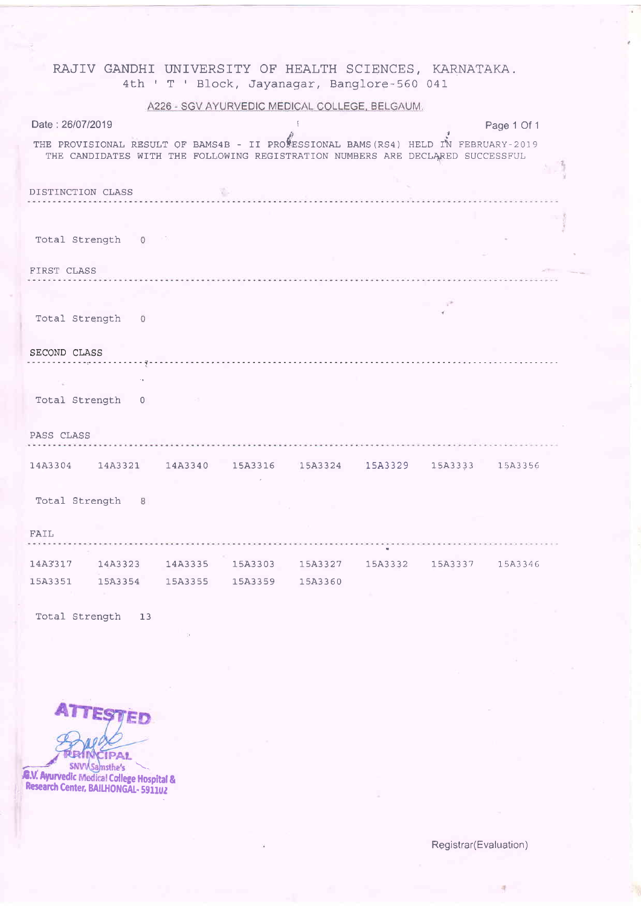# RAJIV GANDHI UNIVERSITY OF HEALTH SCIENCES, KARNATAKA.

4th ' T ' Block, Jayanagar, Banglore-560 041

A226 - SGV AYURVEDIC MEDICAL COLLEGE, BELGAUM.

Date : 26/07/2019

THE PROVISIONAL RESULT OF BAMS4B - II PROFESSIONAL BAMS(RS4) HELD IN FEBRUARY-2019
THE CANDIDATES WITH THE FOLLOWING REGISTRATION NUMBERS ARE DECLARED SUCCESSFUL

## DISTINCTION CLASS

Total Strength 0

## FIRST CLASS

Total Strength 0

## SECOND CLASS

Total Strength 0

## PASS CLASS

14A3304 14A3321 14A3340 15A3316 15A3324 15A3329 15A3333 15A3356

Total Strength 8

## FAIL

14A3317 14A3323 14A3335 15A3303 15A3327 15A3332 15A3337 15A3346
15A3351 15A3354 15A3355 15A3359 15A3360

Total Strength 13

ATTESTED

PRINCIPAL
SNVV Samsthe's
S.V. Ayurvedic Medical College Hospital &
Research Center, BAILHONGAL- 591102

Registrar(Evaluation)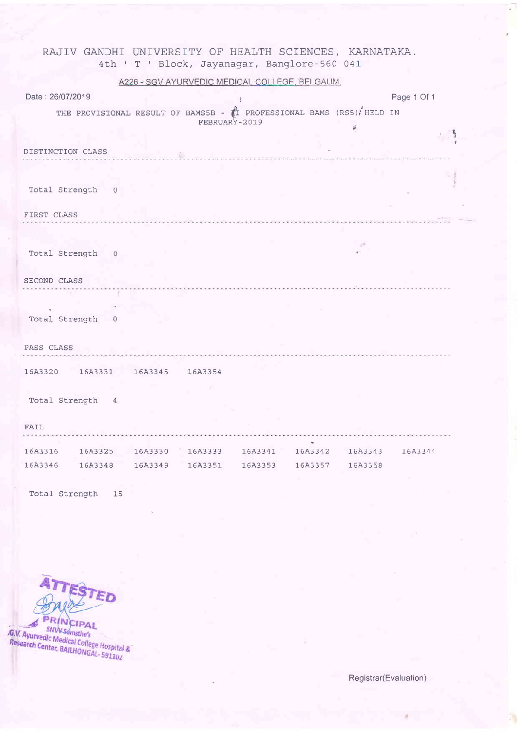# RAJIV GANDHI UNIVERSITY OF HEALTH SCIENCES, KARNATAKA.

4th ' T ' Block, Jayanagar, Banglore-560 041

A226 - SGV AYURVEDIC MEDICAL COLLEGE, BELGAUM.

Date : 26/07/2019

THE PROVISIONAL RESULT OF BAMS5B - II PROFESSIONAL BAMS (RS5) HELD IN FEBRUARY-2019

DISTINCTION CLASS

Total Strength 0

FIRST CLASS

Total Strength 0

SECOND CLASS

Total Strength 0

PASS CLASS

16A3320 16A3331 16A3345 16A3354

Total Strength 4

FAIL

16A3316 16A3325 16A3330 16A3333 16A3341 16A3342 16A3343 16A3344
16A3346 16A3348 16A3349 16A3351 16A3353 16A3357 16A3358

Total Strength 15

ATTESTED

PRINCIPAL
SNVV Samsthe's
S.G.V. Ayurvedic Medical College Hospital & Research Center, BAILHONGAL-591102

Registrar(Evaluation)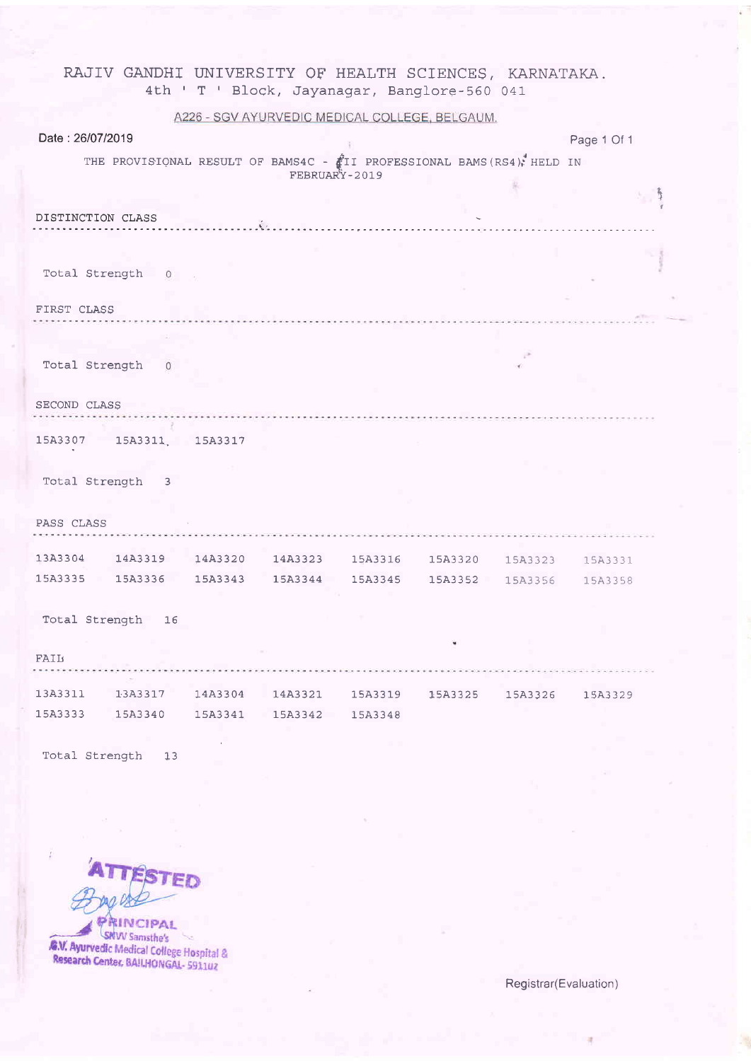# RAJIV GANDHI UNIVERSITY OF HEALTH SCIENCES, KARNATAKA.

4th ' T ' Block, Jayanagar, Banglore-560 041

A226 - SGV AYURVEDIC MEDICAL COLLEGE, BELGAUM.

Date : 26/07/2019

THE PROVISIONAL RESULT OF BAMS4C - III PROFESSIONAL BAMS(RS4) HELD IN FEBRUARY-2019

## DISTINCTION CLASS

Total Strength 0

## FIRST CLASS

Total Strength 0

## SECOND CLASS

15A3307 15A3311 15A3317

Total Strength 3

## PASS CLASS

13A3304 14A3319 14A3320 14A3323 15A3316 15A3320 15A3323 15A3331
15A3335 15A3336 15A3343 15A3344 15A3345 15A3352 15A3356 15A3358

Total Strength 16

## FAIL

13A3311 13A3317 14A3304 14A3321 15A3319 15A3325 15A3326 15A3329
15A3333 15A3340 15A3341 15A3342 15A3348

Total Strength 13

ATTESTED
PRINCIPAL
SNVV Samsthe's
S.V. Ayurvedic Medical College Hospital & Research Center, BAILHONGAL- 591102

Registrar(Evaluation)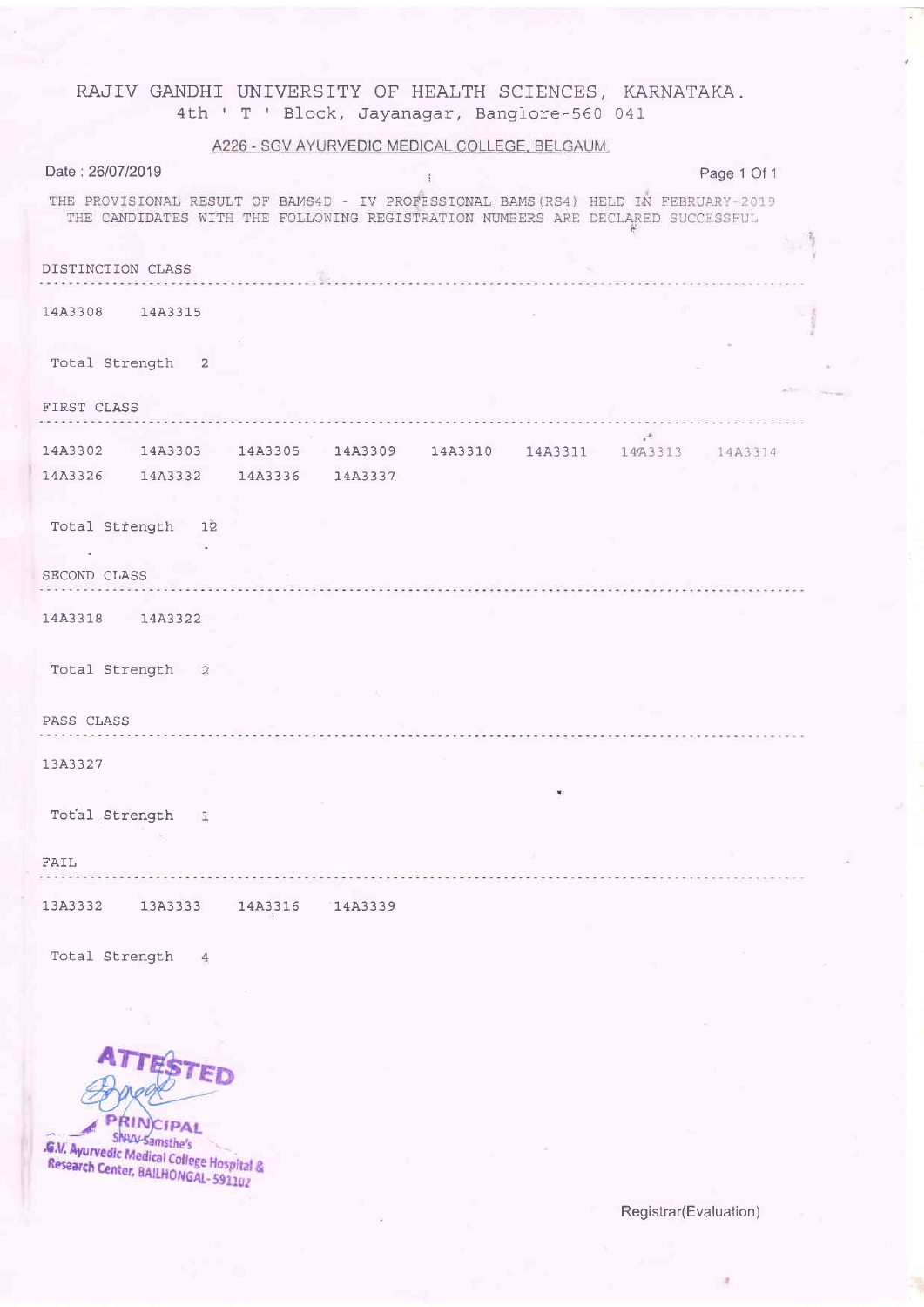# RAJIV GANDHI UNIVERSITY OF HEALTH SCIENCES, KARNATAKA.

4th ' T ' Block, Jayanagar, Banglore-560 041

## A226 - SGV AYURVEDIC MEDICAL COLLEGE, BELGAUM.

Date : 26/07/2019

Page 1 Of 1

THE PROVISIONAL RESULT OF BAMS4D - IV PROFESSIONAL BAMS(RS4) HELD IN FEBRUARY-2019
THE CANDIDATES WITH THE FOLLOWING REGISTRATION NUMBERS ARE DECLARED SUCCESSFUL

### DISTINCTION CLASS

14A3308 14A3315

Total Strength 2

### FIRST CLASS

14A3302 14A3303 14A3305 14A3309 14A3310 14A3311 14A3313 14A3314
14A3326 14A3332 14A3336 14A3337

Total Strength 12

### SECOND CLASS

14A3318 14A3322

Total Strength 2

### PASS CLASS

13A3327

Total Strength 1

### FAIL

13A3332 13A3333 14A3316 14A3339

Total Strength 4

ATTESTED
PRINCIPAL
SNVV Samsthe's
S.G.V. Ayurvedic Medical College Hospital &
Research Center, BAILHONGAL-591102

Registrar(Evaluation)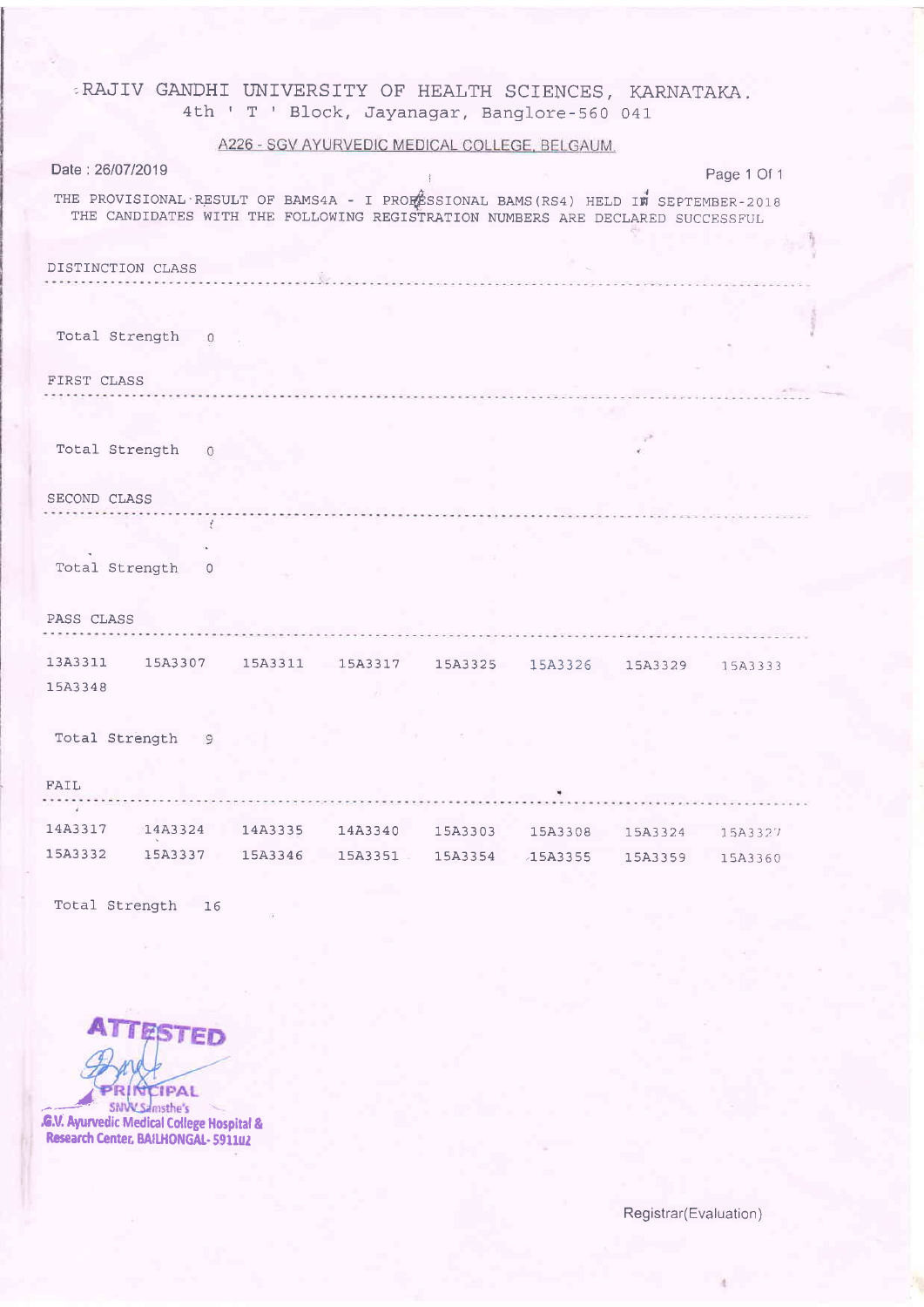# RAJIV GANDHI UNIVERSITY OF HEALTH SCIENCES, KARNATAKA.

4th ' T ' Block, Jayanagar, Banglore-560 041

A226 - SGV AYURVEDIC MEDICAL COLLEGE, BELGAUM.

Date : 26/07/2019

THE PROVISIONAL RESULT OF BAMS4A - I PROFESSIONAL BAMS(RS4) HELD IN SEPTEMBER-2018
THE CANDIDATES WITH THE FOLLOWING REGISTRATION NUMBERS ARE DECLARED SUCCESSFUL

## DISTINCTION CLASS

Total Strength 0

## FIRST CLASS

Total Strength 0

## SECOND CLASS

Total Strength 0

## PASS CLASS

| | | | | | | | |
|---|---|---|---|---|---|---|---|
| 13A3311 | 15A3307 | 15A3311 | 15A3317 | 15A3325 | 15A3326 | 15A3329 | 15A3333 |
| 15A3348 | | | | | | | |

Total Strength 9

## FAIL

| | | | | | | | |
|---|---|---|---|---|---|---|---|
| 14A3317 | 14A3324 | 14A3335 | 14A3340 | 15A3303 | 15A3308 | 15A3324 | 15A3327 |
| 15A3332 | 15A3337 | 15A3346 | 15A3351 | 15A3354 | 15A3355 | 15A3359 | 15A3360 |

Total Strength 16

ATTESTED
PRINCIPAL
SNVV Samsthe's
S.G.V. Ayurvedic Medical College Hospital & Research Center, BAILHONGAL- 591102

Registrar(Evaluation)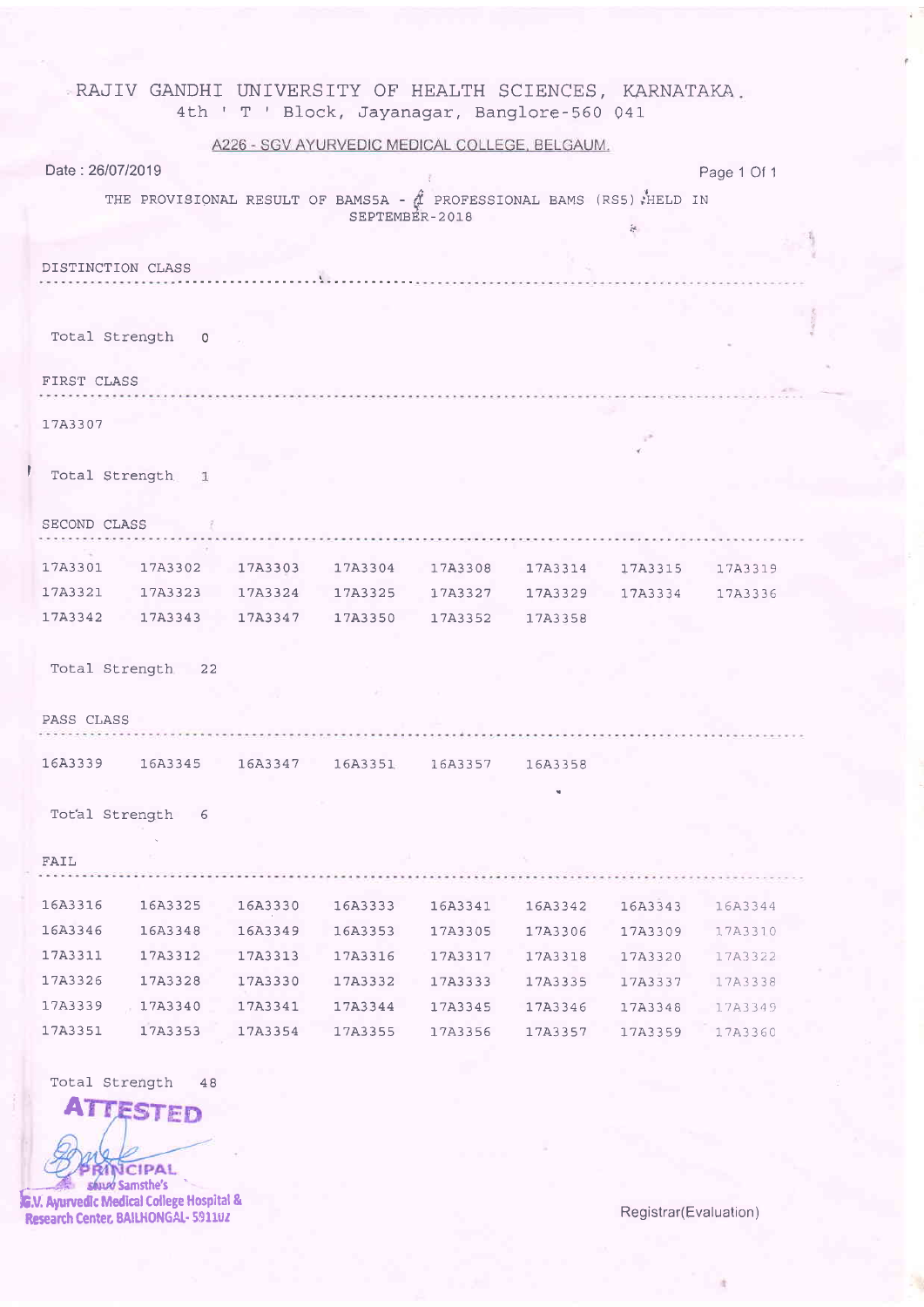# RAJIV GANDHI UNIVERSITY OF HEALTH SCIENCES, KARNATAKA.

4th ' T ' Block, Jayanagar, Banglore-560 041

A226 - SGV AYURVEDIC MEDICAL COLLEGE, BELGAUM.

Date : 26/07/2019

THE PROVISIONAL RESULT OF BAMS5A - 4 PROFESSIONAL BAMS (RS5) HELD IN SEPTEMBER-2018

## DISTINCTION CLASS

Total Strength 0

## FIRST CLASS

17A3307

Total Strength 1

## SECOND CLASS

| | | | | | | | |
|---|---|---|---|---|---|---|---|
| 17A3301 | 17A3302 | 17A3303 | 17A3304 | 17A3308 | 17A3314 | 17A3315 | 17A3319 |
| 17A3321 | 17A3323 | 17A3324 | 17A3325 | 17A3327 | 17A3329 | 17A3334 | 17A3336 |
| 17A3342 | 17A3343 | 17A3347 | 17A3350 | 17A3352 | 17A3358 | | |

Total Strength 22

## PASS CLASS

| | | | | | |
|---|---|---|---|---|---|
| 16A3339 | 16A3345 | 16A3347 | 16A3351 | 16A3357 | 16A3358 |

Total Strength 6

## FAIL

| | | | | | | | |
|---|---|---|---|---|---|---|---|
| 16A3316 | 16A3325 | 16A3330 | 16A3333 | 16A3341 | 16A3342 | 16A3343 | 16A3344 |
| 16A3346 | 16A3348 | 16A3349 | 16A3353 | 17A3305 | 17A3306 | 17A3309 | 17A3310 |
| 17A3311 | 17A3312 | 17A3313 | 17A3316 | 17A3317 | 17A3318 | 17A3320 | 17A3322 |
| 17A3326 | 17A3328 | 17A3330 | 17A3332 | 17A3333 | 17A3335 | 17A3337 | 17A3338 |
| 17A3339 | 17A3340 | 17A3341 | 17A3344 | 17A3345 | 17A3346 | 17A3348 | 17A3349 |
| 17A3351 | 17A3353 | 17A3354 | 17A3355 | 17A3356 | 17A3357 | 17A3359 | 17A3360 |

Total Strength 48

ATTESTED

PRINCIPAL
Samsthe's
S.G.V. Ayurvedic Medical College Hospital & Research Center, BAILHONGAL- 591102

Registrar(Evaluation)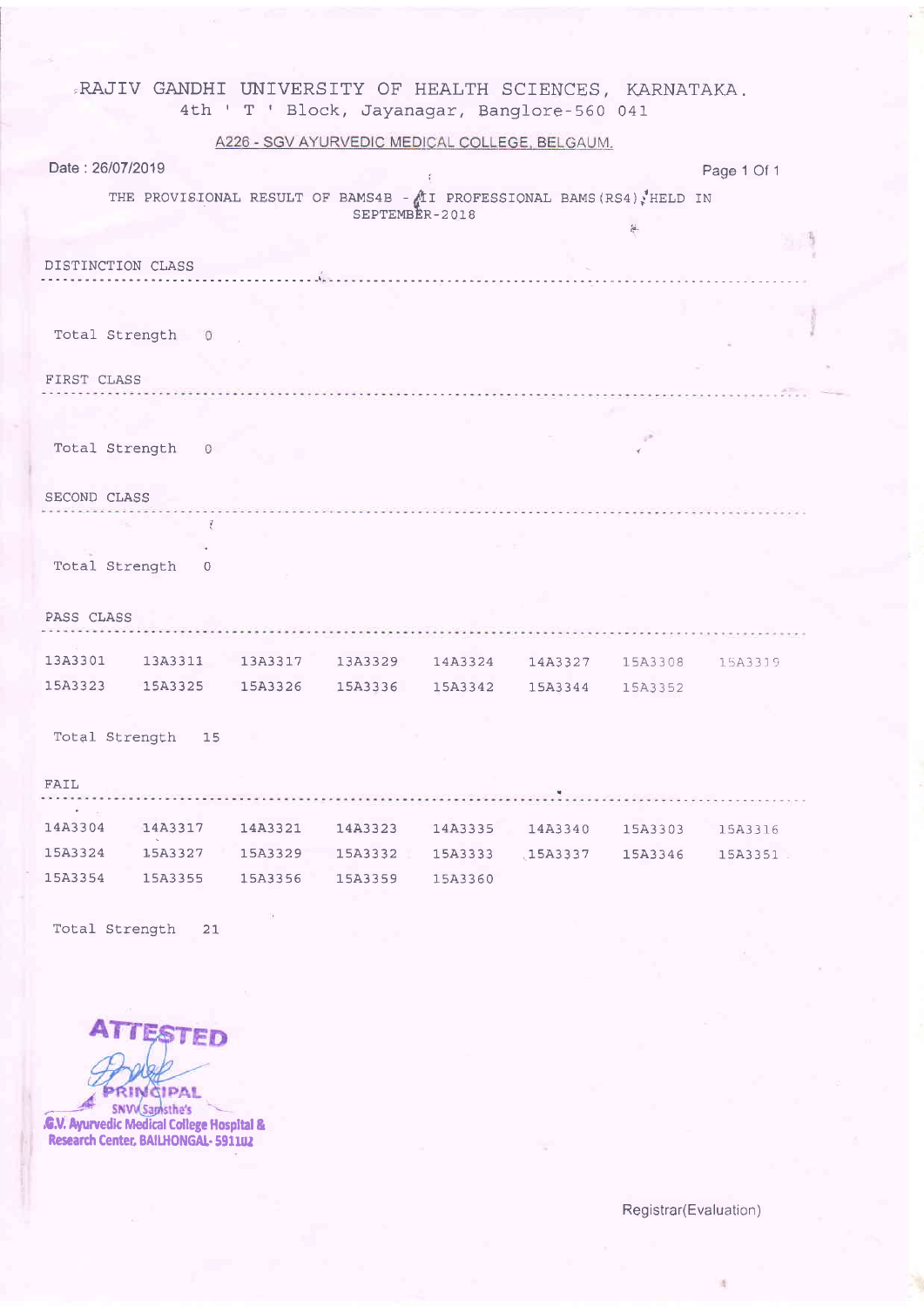# RAJIV GANDHI UNIVERSITY OF HEALTH SCIENCES, KARNATAKA.

4th ' T ' Block, Jayanagar, Banglore-560 041

## A226 - SGV AYURVEDIC MEDICAL COLLEGE, BELGAUM.

Date : 26/07/2019

THE PROVISIONAL RESULT OF BAMS4B - II PROFESSIONAL BAMS(RS4), HELD IN SEPTEMBER-2018

### DISTINCTION CLASS

Total Strength 0

### FIRST CLASS

Total Strength 0

### SECOND CLASS

Total Strength 0

### PASS CLASS

| | | | | | | | |
|---|---|---|---|---|---|---|---|
| 13A3301 | 13A3311 | 13A3317 | 13A3329 | 14A3324 | 14A3327 | 15A3308 | 15A3319 |
| 15A3323 | 15A3325 | 15A3326 | 15A3336 | 15A3342 | 15A3344 | 15A3352 | |

Total Strength 15

### FAIL

| | | | | | | | |
|---|---|---|---|---|---|---|---|
| 14A3304 | 14A3317 | 14A3321 | 14A3323 | 14A3335 | 14A3340 | 15A3303 | 15A3316 |
| 15A3324 | 15A3327 | 15A3329 | 15A3332 | 15A3333 | 15A3337 | 15A3346 | 15A3351 |
| 15A3354 | 15A3355 | 15A3356 | 15A3359 | 15A3360 | | | |

Total Strength 21

ATTESTED
PRINCIPAL
SNVV Samsthe's
S.G.V. Ayurvedic Medical College Hospital & Research Center, BAILHONGAL- 591102

Registrar(Evaluation)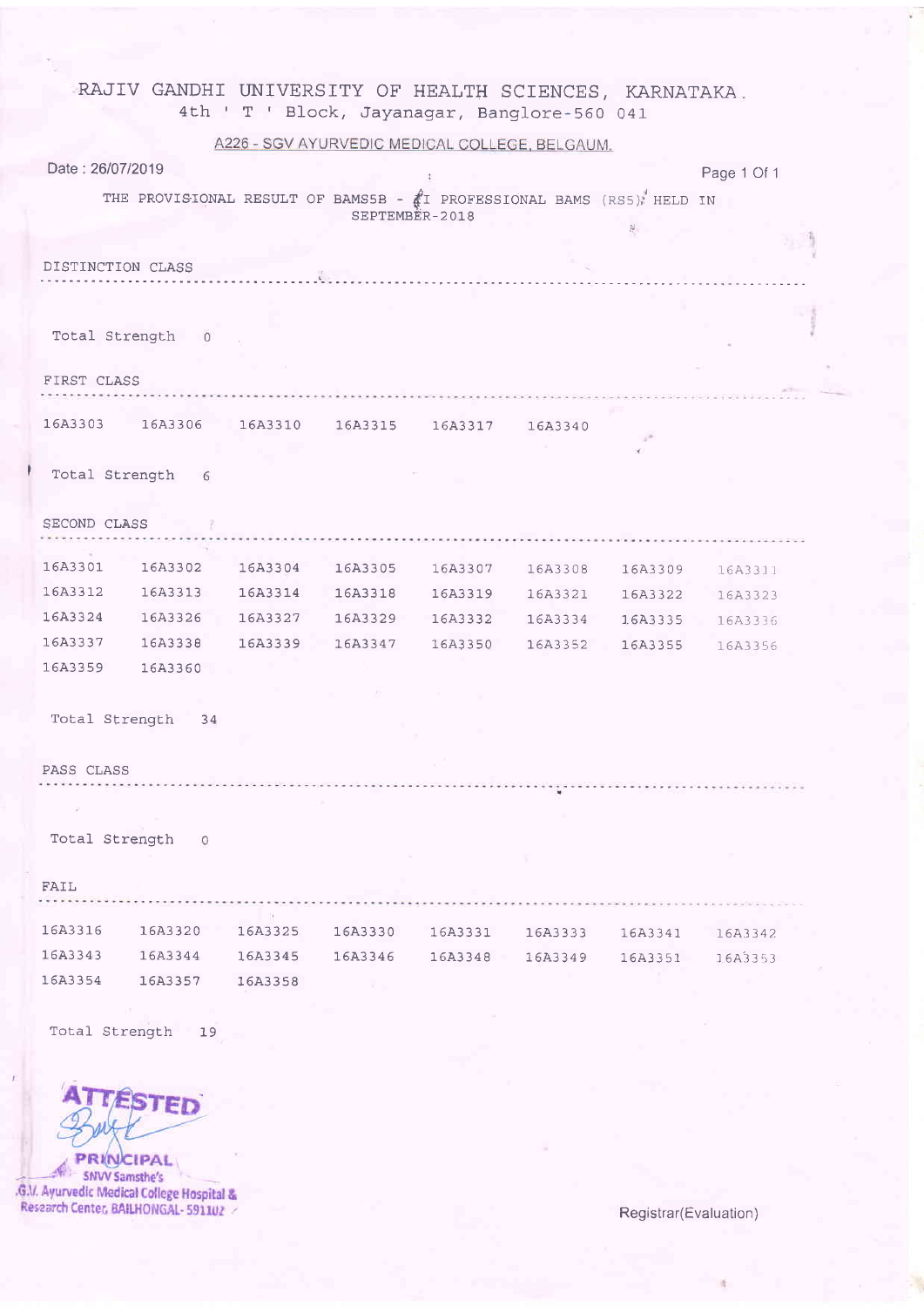# RAJIV GANDHI UNIVERSITY OF HEALTH SCIENCES, KARNATAKA.

4th ' T ' Block, Jayanagar, Banglore-560 041

A226 - SGV AYURVEDIC MEDICAL COLLEGE, BELGAUM.

Date : 26/07/2019

THE PROVISIONAL RESULT OF BAMS5B - II PROFESSIONAL BAMS (RS5) HELD IN SEPTEMBER-2018

## DISTINCTION CLASS

Total Strength 0

## FIRST CLASS

16A3303 16A3306 16A3310 16A3315 16A3317 16A3340

Total Strength 6

## SECOND CLASS

16A3301 16A3302 16A3304 16A3305 16A3307 16A3308 16A3309 16A3311
16A3312 16A3313 16A3314 16A3318 16A3319 16A3321 16A3322 16A3323
16A3324 16A3326 16A3327 16A3329 16A3332 16A3334 16A3335 16A3336
16A3337 16A3338 16A3339 16A3347 16A3350 16A3352 16A3355 16A3356
16A3359 16A3360

Total Strength 34

## PASS CLASS

Total Strength 0

## FAIL

16A3316 16A3320 16A3325 16A3330 16A3331 16A3333 16A3341 16A3342
16A3343 16A3344 16A3345 16A3346 16A3348 16A3349 16A3351 16A3353
16A3354 16A3357 16A3358

Total Strength 19

ATTESTED
PRINCIPAL
SNVV Samsthe's
S.G.V. Ayurvedic Medical College Hospital & Research Center, BAILHONGAL-591102

Registrar(Evaluation)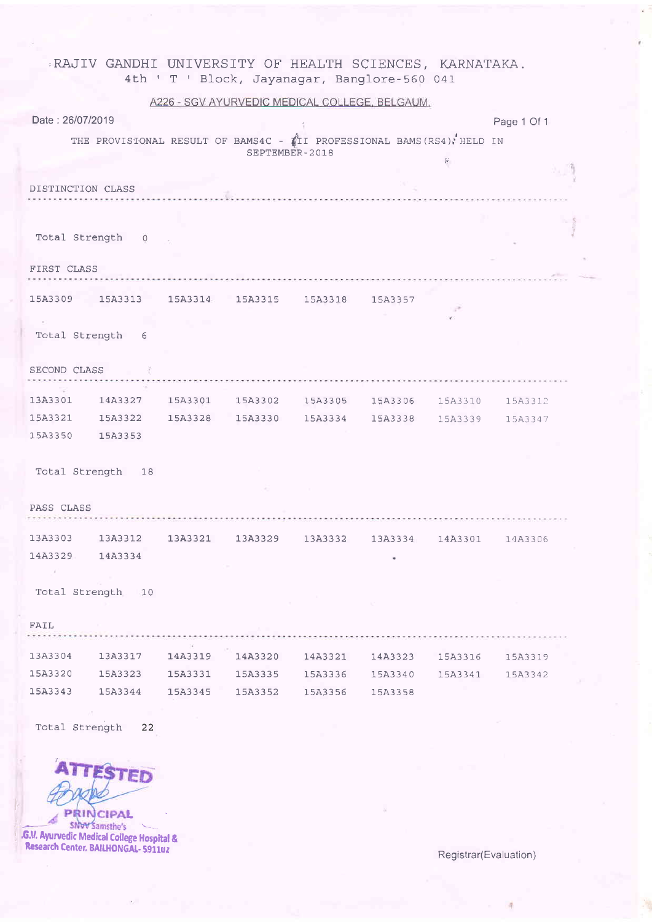# RAJIV GANDHI UNIVERSITY OF HEALTH SCIENCES, KARNATAKA.

4th ' T ' Block, Jayanagar, Banglore-560 041

A226 - SGV AYURVEDIC MEDICAL COLLEGE, BELGAUM.

Date : 26/07/2019

THE PROVISIONAL RESULT OF BAMS4C - III PROFESSIONAL BAMS(RS4), HELD IN SEPTEMBER-2018

## DISTINCTION CLASS

Total Strength 0

## FIRST CLASS

15A3309 15A3313 15A3314 15A3315 15A3318 15A3357

Total Strength 6

## SECOND CLASS

13A3301 14A3327 15A3301 15A3302 15A3305 15A3306 15A3310 15A3312
15A3321 15A3322 15A3328 15A3330 15A3334 15A3338 15A3339 15A3347
15A3350 15A3353

Total Strength 18

## PASS CLASS

13A3303 13A3312 13A3321 13A3329 13A3332 13A3334 14A3301 14A3306
14A3329 14A3334

Total Strength 10

## FAIL

13A3304 13A3317 14A3319 14A3320 14A3321 14A3323 15A3316 15A3319
15A3320 15A3323 15A3331 15A3335 15A3336 15A3340 15A3341 15A3342
15A3343 15A3344 15A3345 15A3352 15A3356 15A3358

Total Strength 22

ATTESTED

PRINCIPAL
SNVV Samsthe's
S.G.V. Ayurvedic Medical College Hospital & Research Center, BAILHONGAL- 591102

Registrar(Evaluation)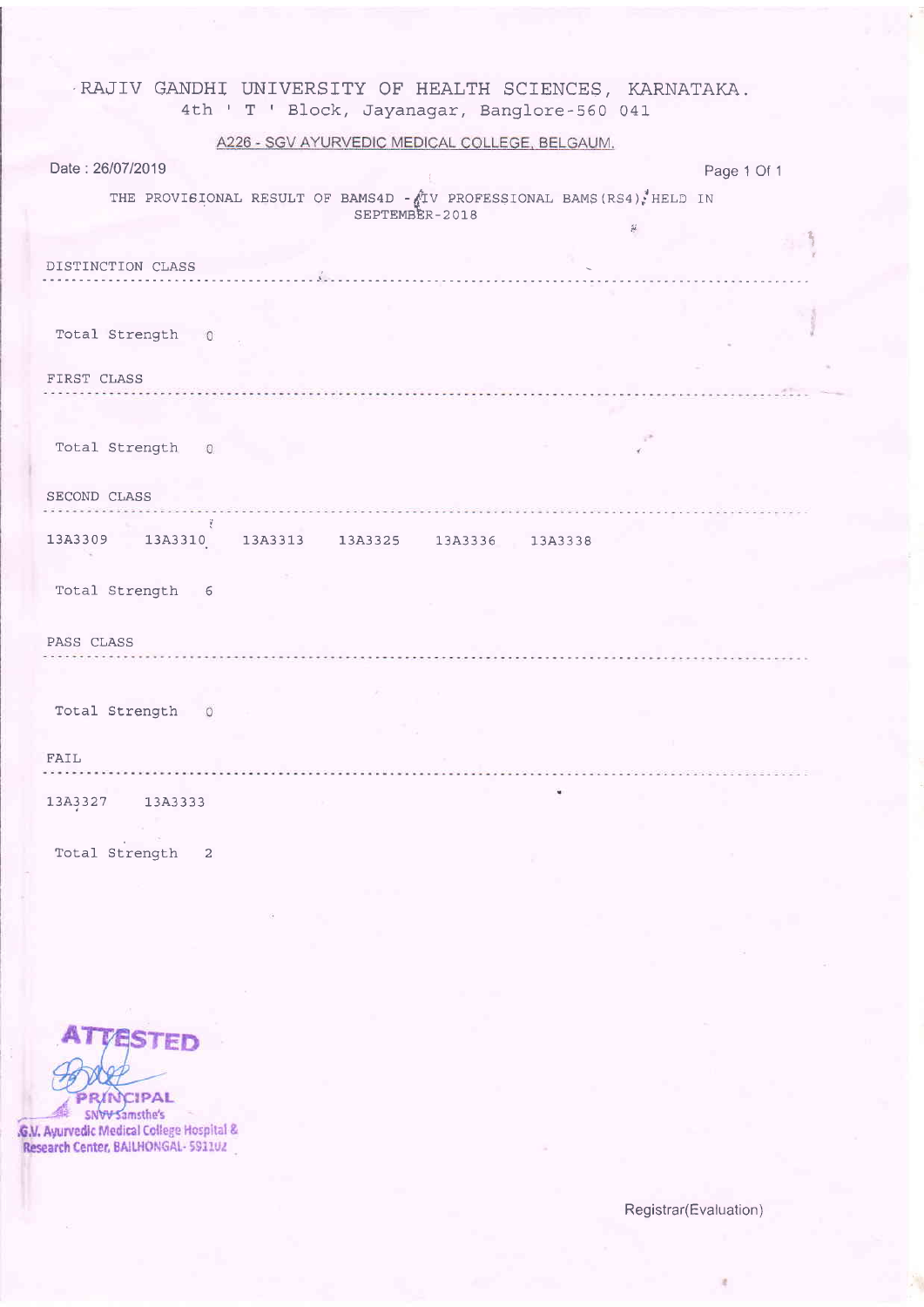# RAJIV GANDHI UNIVERSITY OF HEALTH SCIENCES, KARNATAKA.

4th ' T ' Block, Jayanagar, Banglore-560 041

A226 - SGV AYURVEDIC MEDICAL COLLEGE, BELGAUM.

Date : 26/07/2019

Page 1 Of 1

THE PROVISIONAL RESULT OF BAMS4D - IV PROFESSIONAL BAMS(RS4) HELD IN SEPTEMBER-2018

DISTINCTION CLASS

Total Strength 0

FIRST CLASS

Total Strength 0

SECOND CLASS

13A3309 13A3310 13A3313 13A3325 13A3336 13A3338

Total Strength 6

PASS CLASS

Total Strength 0

FAIL

13A3327 13A3333

Total Strength 2

ATTESTED

PRINCIPAL
SNVV Samsthe's
S.G.V. Ayurvedic Medical College Hospital & Research Center, BAILHONGAL- 591102

Registrar(Evaluation)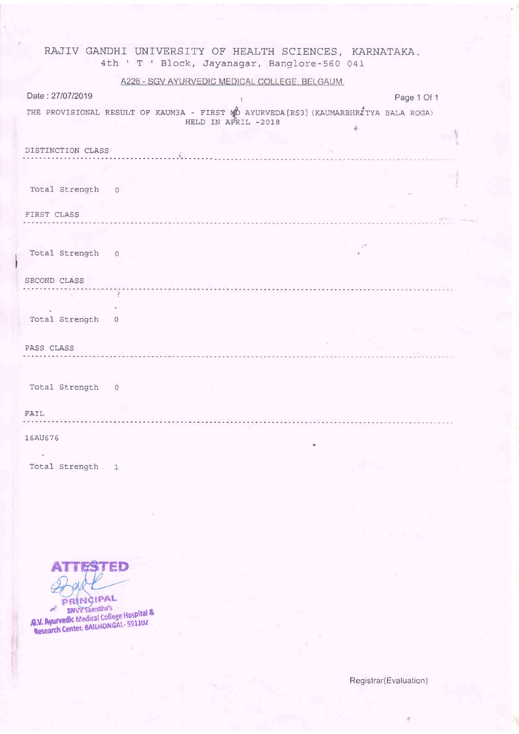# RAJIV GANDHI UNIVERSITY OF HEALTH SCIENCES, KARNATAKA.

4th ' T ' Block, Jayanagar, Banglore-560 041

A226 - SGV AYURVEDIC MEDICAL COLLEGE, BELGAUM.

Date : 27/07/2019

THE PROVISIONAL RESULT OF KAUM3A - FIRST MD AYURVEDA[RS3] (KAUMARBHRITYA BALA ROGA) HELD IN APRIL -2018

## DISTINCTION CLASS

Total Strength 0

## FIRST CLASS

Total Strength 0

## SECOND CLASS

Total Strength 0

## PASS CLASS

Total Strength 0

## FAIL

16AU676

Total Strength 1

ATTESTED

PRINCIPAL
SNVV Samsthe's
S.G.V. Ayurvedic Medical College Hospital & Research Center, BAILHONGAL- 591102

Registrar(Evaluation)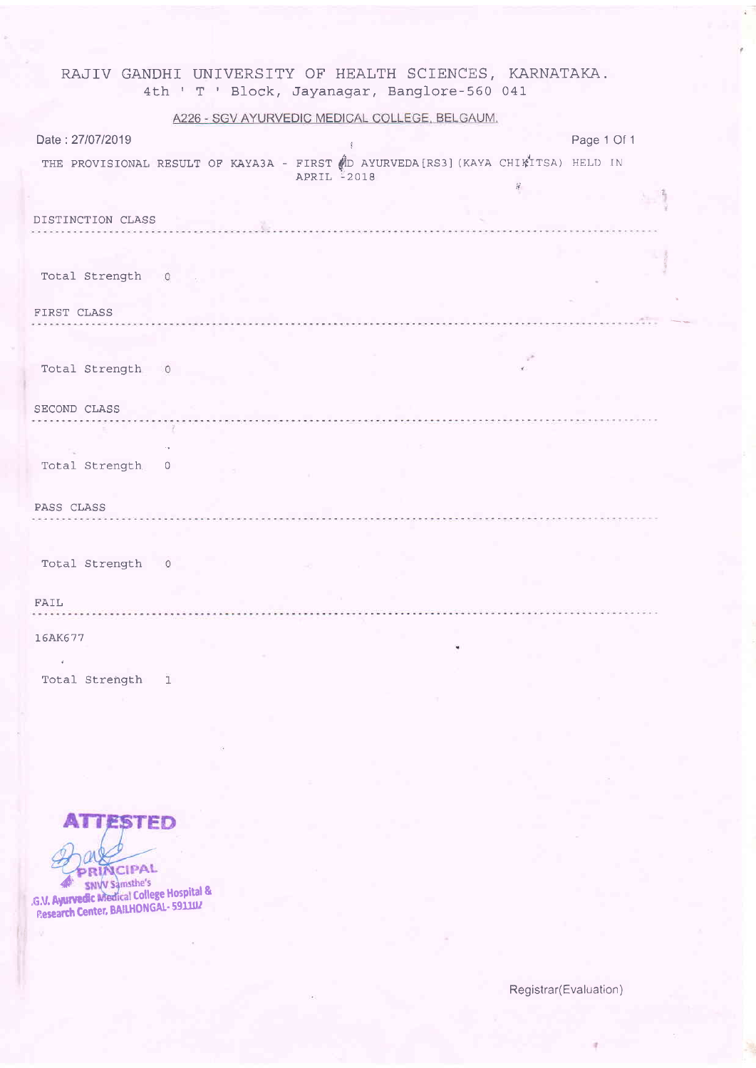# RAJIV GANDHI UNIVERSITY OF HEALTH SCIENCES, KARNATAKA.

4th ' T ' Block, Jayanagar, Banglore-560 041

A226 - SGV AYURVEDIC MEDICAL COLLEGE, BELGAUM.

Date : 27/07/2019

THE PROVISIONAL RESULT OF KAYA3A - FIRST MD AYURVEDA[RS3] (KAYA CHIKITSA) HELD IN APRIL -2018

## DISTINCTION CLASS

Total Strength 0

## FIRST CLASS

Total Strength 0

## SECOND CLASS

Total Strength 0

## PASS CLASS

Total Strength 0

## FAIL

16AK677

Total Strength 1

ATTESTED

PRINCIPAL
SNVV Samsthe's
S.G.V. Ayurvedic Medical College Hospital &
Research Center, BAILHONGAL- 591102

Registrar(Evaluation)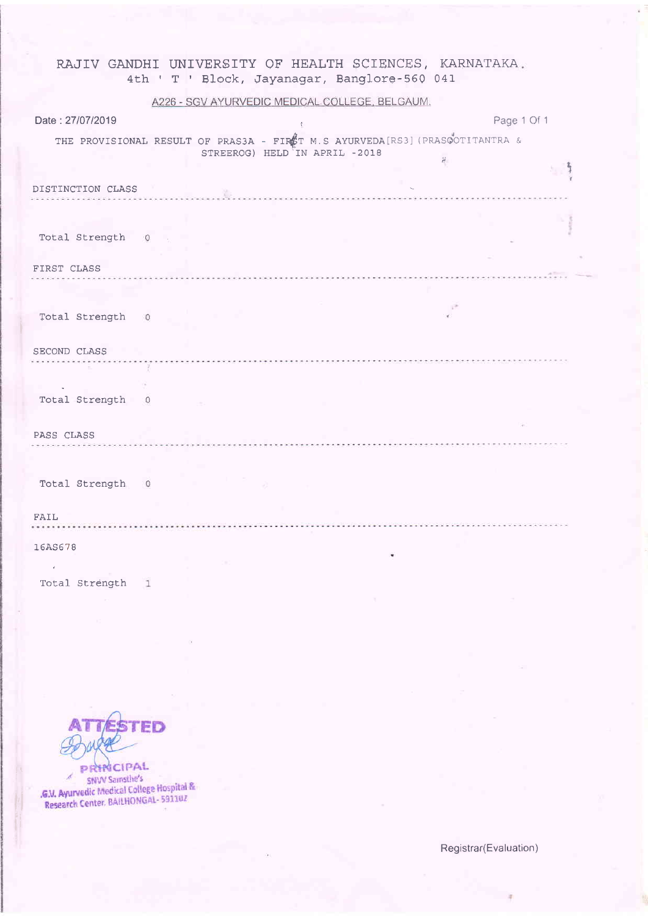# RAJIV GANDHI UNIVERSITY OF HEALTH SCIENCES, KARNATAKA.

4th ' T ' Block, Jayanagar, Banglore-560 041

A226 - SGV AYURVEDIC MEDICAL COLLEGE, BELGAUM.

Date : 27/07/2019

THE PROVISIONAL RESULT OF PRAS3A - FIRST M.S AYURVEDA[RS3] (PRASOOTITANTRA & STREEROG) HELD IN APRIL -2018

DISTINCTION CLASS

Total Strength 0

FIRST CLASS

Total Strength 0

SECOND CLASS

Total Strength 0

PASS CLASS

Total Strength 0

FAIL

16AS678

Total Strength 1

ATTESTED

PRINCIPAL
SNVV Samsthe's
G.V. Ayurvedic Medical College Hospital &
Research Center, BAILHONGAL- 591102

Registrar(Evaluation)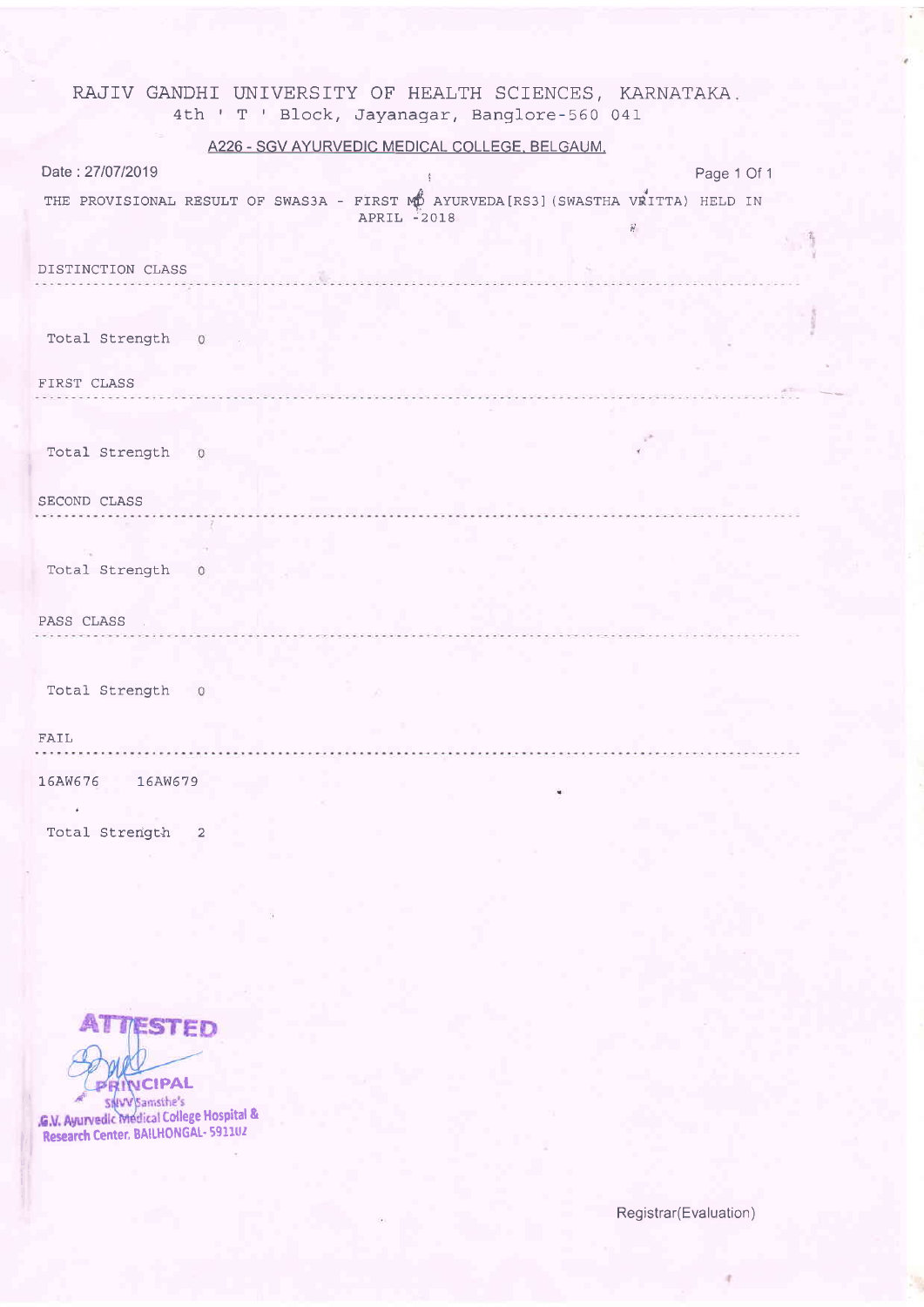# RAJIV GANDHI UNIVERSITY OF HEALTH SCIENCES, KARNATAKA.

4th ' T ' Block, Jayanagar, Banglore-560 041

A226 - SGV AYURVEDIC MEDICAL COLLEGE, BELGAUM.

Date : 27/07/2019

THE PROVISIONAL RESULT OF SWAS3A - FIRST MD AYURVEDA[RS3](SWASTHA VRITTA) HELD IN APRIL -2018

DISTINCTION CLASS

Total Strength 0

FIRST CLASS

Total Strength 0

SECOND CLASS

Total Strength 0

PASS CLASS

Total Strength 0

FAIL

16AW676 16AW679

Total Strength 2

ATTESTED

PRINCIPAL

SNVV Samsthe's

S.G.V. Ayurvedic Medical College Hospital & Research Center, BAILHONGAL- 591102

Registrar(Evaluation)